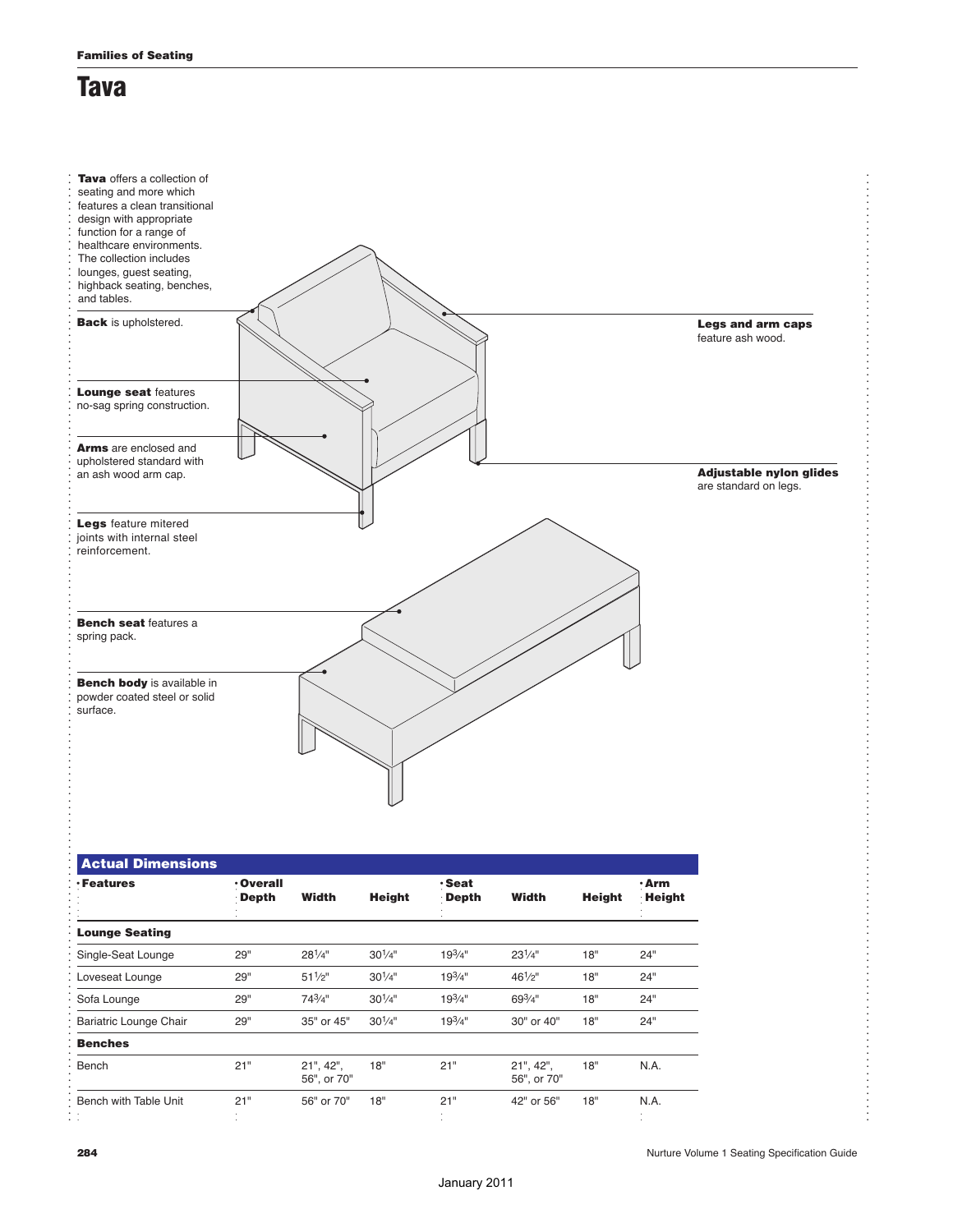# Tava

**Tava** offers a collection of seating and more which features a clean transitional design with appropriate function for a range of healthcare environments. The collection includes lounges, guest seating, highback seating, benches, and tables.

**Back** is upholstered.

**Lounge seat** features no-sag spring construction.

**Arms** are enclosed and upholstered standard with an ash wood arm cap.

**Legs** feature mitered joints with internal steel reinforcement.

**Legs and arm caps** feature ash wood.

**Adjustable nylon glides** are standard on legs.

**Bench seat** features a spring pack.

**Bench body** is available in powder coated steel or solid surface.

## Actual Dimensions

| Features | Overall Depth | Width | Height | Seat Depth | Width | Height | Arm Height |
|---|---|---|---|---|---|---|---|
| **Lounge Seating** | | | | | | | |
| Single-Seat Lounge | 29" | 28¼" | 30¼" | 19¾" | 23¼" | 18" | 24" |
| Loveseat Lounge | 29" | 51½" | 30¼" | 19¾" | 46½" | 18" | 24" |
| Sofa Lounge | 29" | 74¾" | 30¼" | 19¾" | 69¾" | 18" | 24" |
| Bariatric Lounge Chair | 29" | 35" or 45" | 30¼" | 19¾" | 30" or 40" | 18" | 24" |
| **Benches** | | | | | | | |
| Bench | 21" | 21", 42", 56", or 70" | 18" | 21" | 21", 42", 56", or 70" | 18" | N.A. |
| Bench with Table Unit | 21" | 56" or 70" | 18" | 21" | 42" or 56" | 18" | N.A. |

Nurture Volume 1 Seating Specification Guide

January 2011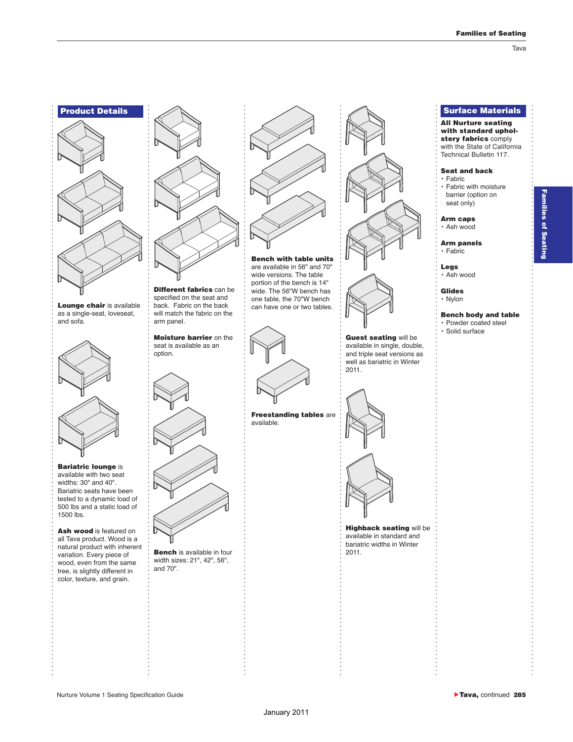## Product Details

**Lounge chair** is available as a single-seat, loveseat, and sofa.

**Bariatric lounge** is available with two seat widths: 30" and 40". Bariatric seats have been tested to a dynamic load of 500 lbs and a static load of 1500 lbs.

**Ash wood** is featured on all Tava product. Wood is a natural product with inherent variation. Every piece of wood, even from the same tree, is slightly different in color, texture, and grain.

**Different fabrics** can be specified on the seat and back. Fabric on the back will match the fabric on the arm panel.

**Moisture barrier** on the seat is available as an option.

**Bench** is available in four width sizes: 21", 42", 56", and 70".

**Bench with table units** are available in 56" and 70" wide versions. The table portion of the bench is 14" wide. The 56"W bench has one table, the 70"W bench can have one or two tables.

**Freestanding tables** are available.

**Guest seating** will be available in single, double, and triple seat versions as well as bariatric in Winter 2011.

**Highback seating** will be available in standard and bariatric widths in Winter 2011.

## Surface Materials

**All Nurture seating with standard upholstery fabrics** comply with the State of California Technical Bulletin 117.

**Seat and back**
- Fabric
- Fabric with moisture barrier (option on seat only)

**Arm caps**
- Ash wood

**Arm panels**
- Fabric

**Legs**
- Ash wood

**Glides**
- Nylon

**Bench body and table**
- Powder coated steel
- Solid surface

▶**Tava,** continued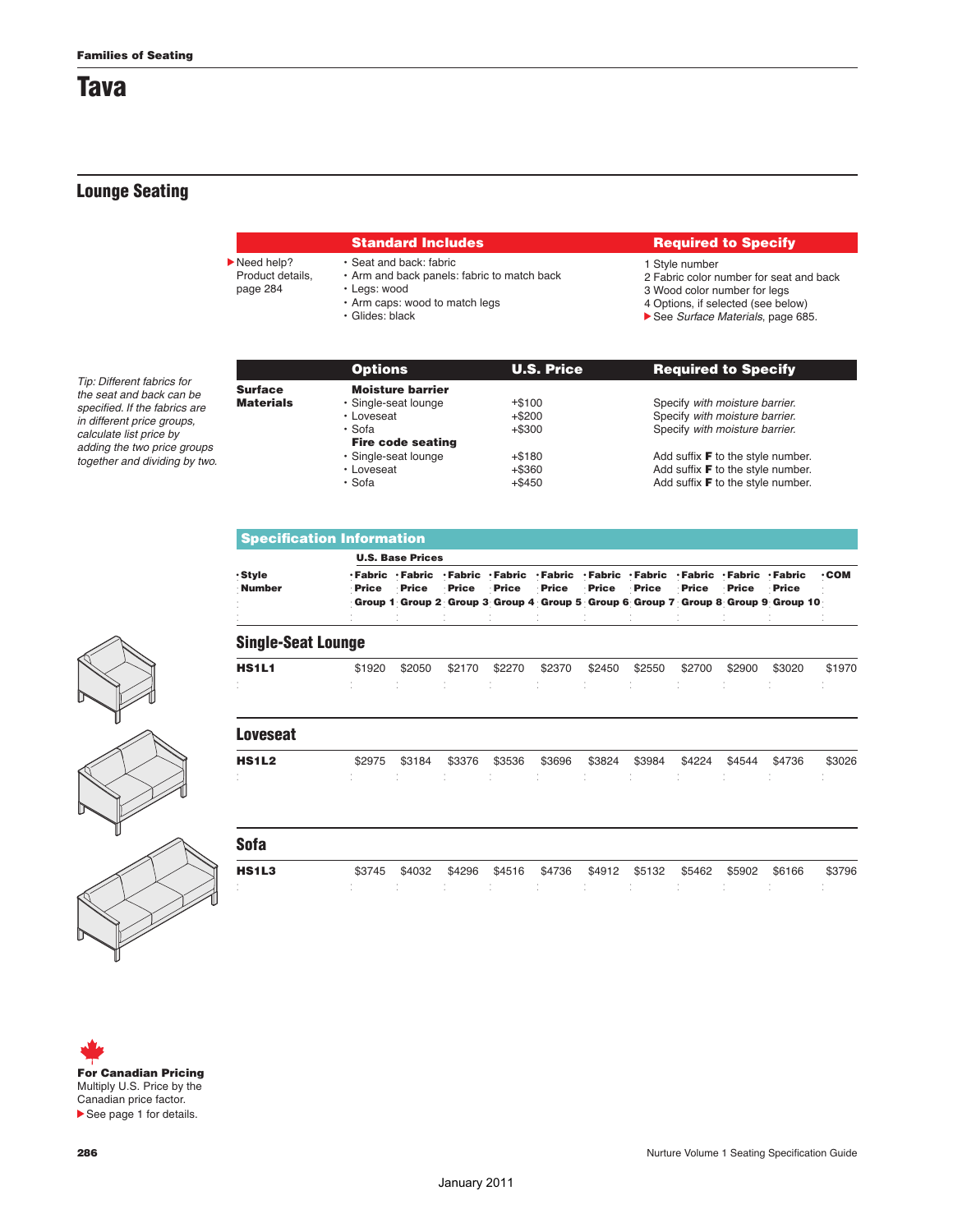Families of Seating

# Tava

## Lounge Seating

▶ Need help? Product details, page 284

| Standard Includes | Required to Specify |
|---|---|
| • Seat and back: fabric<br>• Arm and back panels: fabric to match back<br>• Legs: wood<br>• Arm caps: wood to match legs<br>• Glides: black | 1 Style number<br>2 Fabric color number for seat and back<br>3 Wood color number for legs<br>4 Options, if selected (see below)<br>▶ See *Surface Materials*, page 685. |

*Tip: Different fabrics for the seat and back can be specified. If the fabrics are in different price groups, calculate list price by adding the two price groups together and dividing by two.*

| | Options | U.S. Price | Required to Specify |
|---|---|---|---|
| **Surface Materials** | **Moisture barrier** | | |
| | • Single-seat lounge | +$100 | Specify *with moisture barrier.* |
| | • Loveseat | +$200 | Specify *with moisture barrier.* |
| | • Sofa | +$300 | Specify *with moisture barrier.* |
| | **Fire code seating** | | |
| | • Single-seat lounge | +$180 | Add suffix **F** to the style number. |
| | • Loveseat | +$360 | Add suffix **F** to the style number. |
| | • Sofa | +$450 | Add suffix **F** to the style number. |

### Specification Information

U.S. Base Prices

| Style Number | Fabric Price Group 1 | Fabric Price Group 2 | Fabric Price Group 3 | Fabric Price Group 4 | Fabric Price Group 5 | Fabric Price Group 6 | Fabric Price Group 7 | Fabric Price Group 8 | Fabric Price Group 9 | Fabric Price Group 10 | COM |
|---|---|---|---|---|---|---|---|---|---|---|---|
| **Single-Seat Lounge** | | | | | | | | | | | |
| **HS1L1** | $1920 | $2050 | $2170 | $2270 | $2370 | $2450 | $2550 | $2700 | $2900 | $3020 | $1970 |
| **Loveseat** | | | | | | | | | | | |
| **HS1L2** | $2975 | $3184 | $3376 | $3536 | $3696 | $3824 | $3984 | $4224 | $4544 | $4736 | $3026 |
| **Sofa** | | | | | | | | | | | |
| **HS1L3** | $3745 | $4032 | $4296 | $4516 | $4736 | $4912 | $5132 | $5462 | $5902 | $6166 | $3796 |

**For Canadian Pricing**
Multiply U.S. Price by the Canadian price factor.
▶ See page 1 for details.

January 2011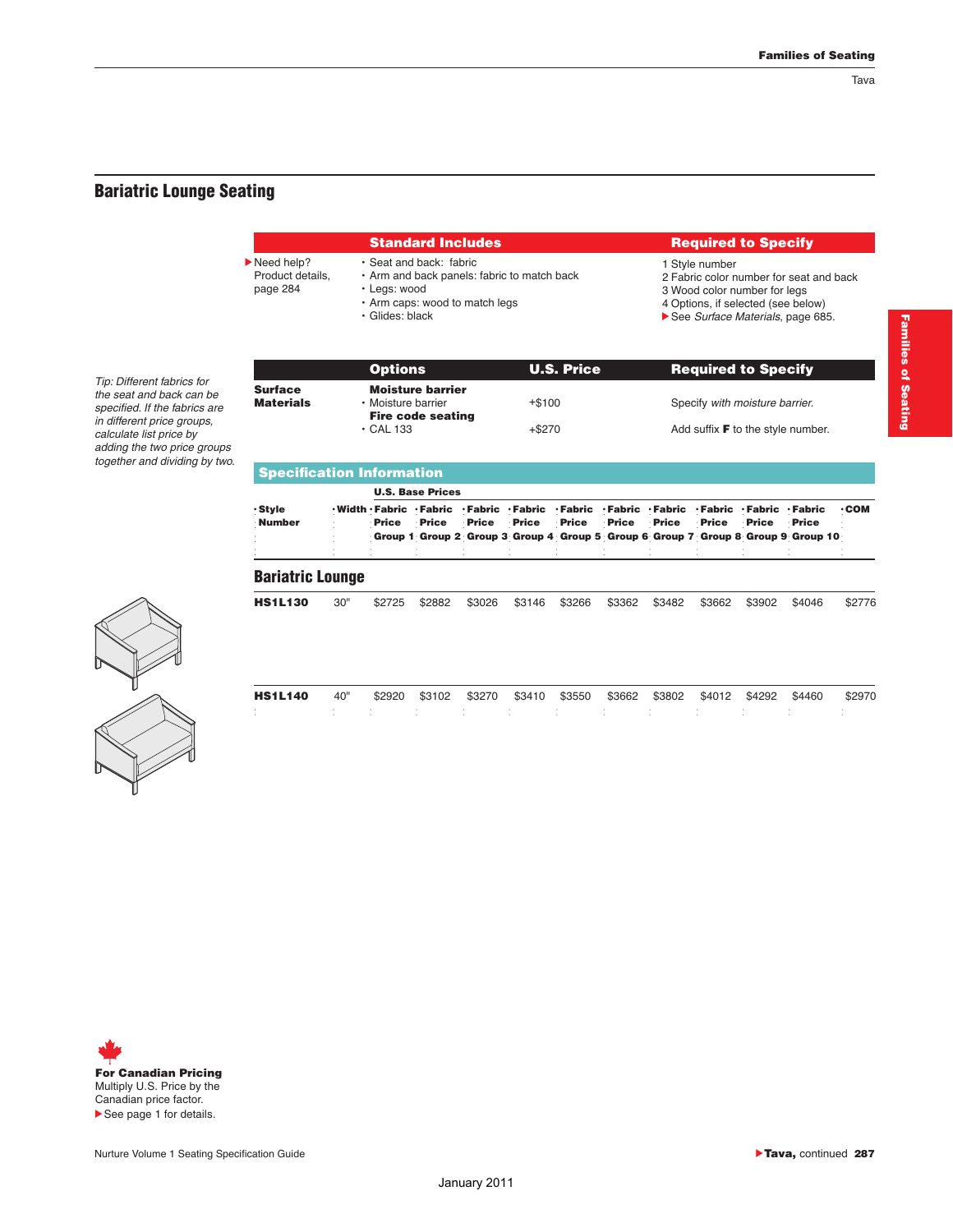## Bariatric Lounge Seating

| Need help? | Standard Includes | Required to Specify |
|---|---|---|
| Product details, page 284 | • Seat and back: fabric<br>• Arm and back panels: fabric to match back<br>• Legs: wood<br>• Arm caps: wood to match legs<br>• Glides: black | 1 Style number<br>2 Fabric color number for seat and back<br>3 Wood color number for legs<br>4 Options, if selected (see below)<br>See *Surface Materials*, page 685. |

*Tip: Different fabrics for the seat and back can be specified. If the fabrics are in different price groups, calculate list price by adding the two price groups together and dividing by two.*

| | Options | U.S. Price | Required to Specify |
|---|---|---|---|
| **Surface Materials** | **Moisture barrier** | | |
| | • Moisture barrier | +$100 | Specify *with moisture barrier.* |
| | **Fire code seating** | | |
| | • CAL 133 | +$270 | Add suffix **F** to the style number. |

### Specification Information

| Style Number | Width | U.S. Base Prices Fabric Price Group 1 | Fabric Price Group 2 | Fabric Price Group 3 | Fabric Price Group 4 | Fabric Price Group 5 | Fabric Price Group 6 | Fabric Price Group 7 | Fabric Price Group 8 | Fabric Price Group 9 | Fabric Price Group 10 | COM |
|---|---|---|---|---|---|---|---|---|---|---|---|---|
| **Bariatric Lounge** | | | | | | | | | | | | |
| **HS1L130** | 30" | $2725 | $2882 | $3026 | $3146 | $3266 | $3362 | $3482 | $3662 | $3902 | $4046 | $2776 |
| **HS1L140** | 40" | $2920 | $3102 | $3270 | $3410 | $3550 | $3662 | $3802 | $4012 | $4292 | $4460 | $2970 |

**For Canadian Pricing**
Multiply U.S. Price by the Canadian price factor.
See page 1 for details.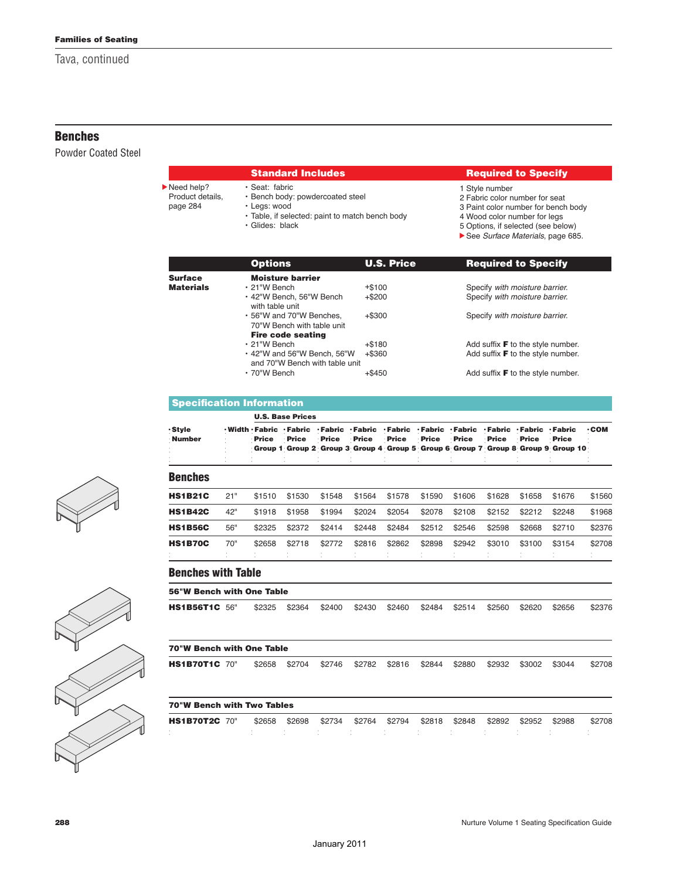**Families of Seating**

Tava, continued

## Benches

Powder Coated Steel

| | Standard Includes | Required to Specify |
|---|---|---|
| ▶ Need help? Product details, page 284 | • Seat: fabric<br>• Bench body: powdercoated steel<br>• Legs: wood<br>• Table, if selected: paint to match bench body<br>• Glides: black | 1 Style number<br>2 Fabric color number for seat<br>3 Paint color number for bench body<br>4 Wood color number for legs<br>5 Options, if selected (see below)<br>▶ See *Surface Materials*, page 685. |

| | Options | U.S. Price | Required to Specify |
|---|---|---|---|
| **Surface Materials** | **Moisture barrier** | | |
| | • 21"W Bench | +$100 | Specify *with moisture barrier.* |
| | • 42"W Bench, 56"W Bench with table unit | +$200 | Specify *with moisture barrier.* |
| | • 56"W and 70"W Benches, 70"W Bench with table unit | +$300 | Specify *with moisture barrier.* |
| | **Fire code seating** | | |
| | • 21"W Bench | +$180 | Add suffix **F** to the style number. |
| | • 42"W and 56"W Bench, 56"W and 70"W Bench with table unit | +$360 | Add suffix **F** to the style number. |
| | • 70"W Bench | +$450 | Add suffix **F** to the style number. |

### Specification Information

U.S. Base Prices

| Style Number | Width | Fabric Price Group 1 | Fabric Price Group 2 | Fabric Price Group 3 | Fabric Price Group 4 | Fabric Price Group 5 | Fabric Price Group 6 | Fabric Price Group 7 | Fabric Price Group 8 | Fabric Price Group 9 | Fabric Price Group 10 | COM |
|---|---|---|---|---|---|---|---|---|---|---|---|---|
| **Benches** | | | | | | | | | | | | |
| **HS1B21C** | 21" | $1510 | $1530 | $1548 | $1564 | $1578 | $1590 | $1606 | $1628 | $1658 | $1676 | $1560 |
| **HS1B42C** | 42" | $1918 | $1958 | $1994 | $2024 | $2054 | $2078 | $2108 | $2152 | $2212 | $2248 | $1968 |
| **HS1B56C** | 56" | $2325 | $2372 | $2414 | $2448 | $2484 | $2512 | $2546 | $2598 | $2668 | $2710 | $2376 |
| **HS1B70C** | 70" | $2658 | $2718 | $2772 | $2816 | $2862 | $2898 | $2942 | $3010 | $3100 | $3154 | $2708 |
| **Benches with Table** | | | | | | | | | | | | |
| **56"W Bench with One Table** | | | | | | | | | | | | |
| **HS1B56T1C** | 56" | $2325 | $2364 | $2400 | $2430 | $2460 | $2484 | $2514 | $2560 | $2620 | $2656 | $2376 |
| **70"W Bench with One Table** | | | | | | | | | | | | |
| **HS1B70T1C** | 70" | $2658 | $2704 | $2746 | $2782 | $2816 | $2844 | $2880 | $2932 | $3002 | $3044 | $2708 |
| **70"W Bench with Two Tables** | | | | | | | | | | | | |
| **HS1B70T2C** | 70" | $2658 | $2698 | $2734 | $2764 | $2794 | $2818 | $2848 | $2892 | $2952 | $2988 | $2708 |

January 2011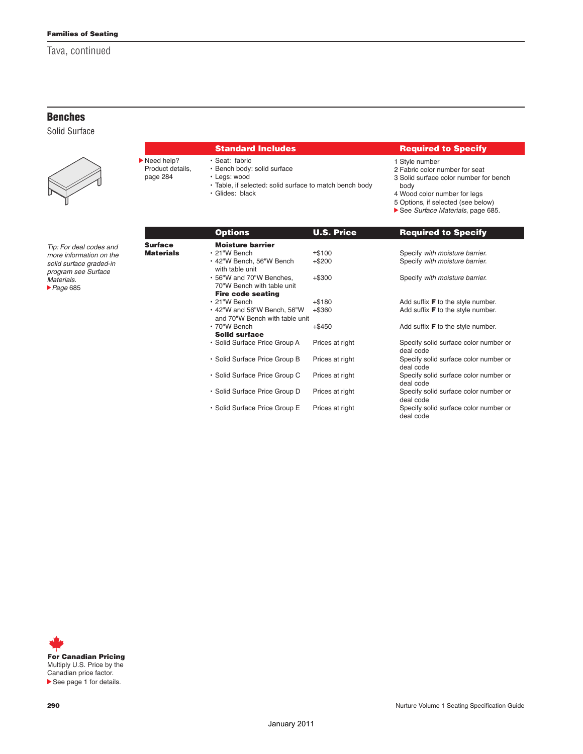Families of Seating

Tava, continued

## Benches

Solid Surface

▶ Need help? Product details, page 284

| Standard Includes | Required to Specify |
|---|---|
| • Seat: fabric<br>• Bench body: solid surface<br>• Legs: wood<br>• Table, if selected: solid surface to match bench body<br>• Glides: black | 1 Style number<br>2 Fabric color number for seat<br>3 Solid surface color number for bench body<br>4 Wood color number for legs<br>5 Options, if selected (see below)<br>▶ See *Surface Materials*, page 685. |

*Tip: For deal codes and more information on the solid surface graded-in program see Surface Materials.*
▶ *Page* 685

| | Options | U.S. Price | Required to Specify |
|---|---|---|---|
| **Surface Materials** | **Moisture barrier** | | |
| | • 21"W Bench | +$100 | Specify *with moisture barrier.* |
| | • 42"W Bench, 56"W Bench with table unit | +$200 | Specify *with moisture barrier.* |
| | • 56"W and 70"W Benches, 70"W Bench with table unit | +$300 | Specify *with moisture barrier.* |
| | **Fire code seating** | | |
| | • 21"W Bench | +$180 | Add suffix **F** to the style number. |
| | • 42"W and 56"W Bench, 56"W and 70"W Bench with table unit | +$360 | Add suffix **F** to the style number. |
| | • 70"W Bench | +$450 | Add suffix **F** to the style number. |
| | **Solid surface** | | |
| | • Solid Surface Price Group A | Prices at right | Specify solid surface color number or deal code |
| | • Solid Surface Price Group B | Prices at right | Specify solid surface color number or deal code |
| | • Solid Surface Price Group C | Prices at right | Specify solid surface color number or deal code |
| | • Solid Surface Price Group D | Prices at right | Specify solid surface color number or deal code |
| | • Solid Surface Price Group E | Prices at right | Specify solid surface color number or deal code |

**For Canadian Pricing**
Multiply U.S. Price by the Canadian price factor.
▶ See page 1 for details.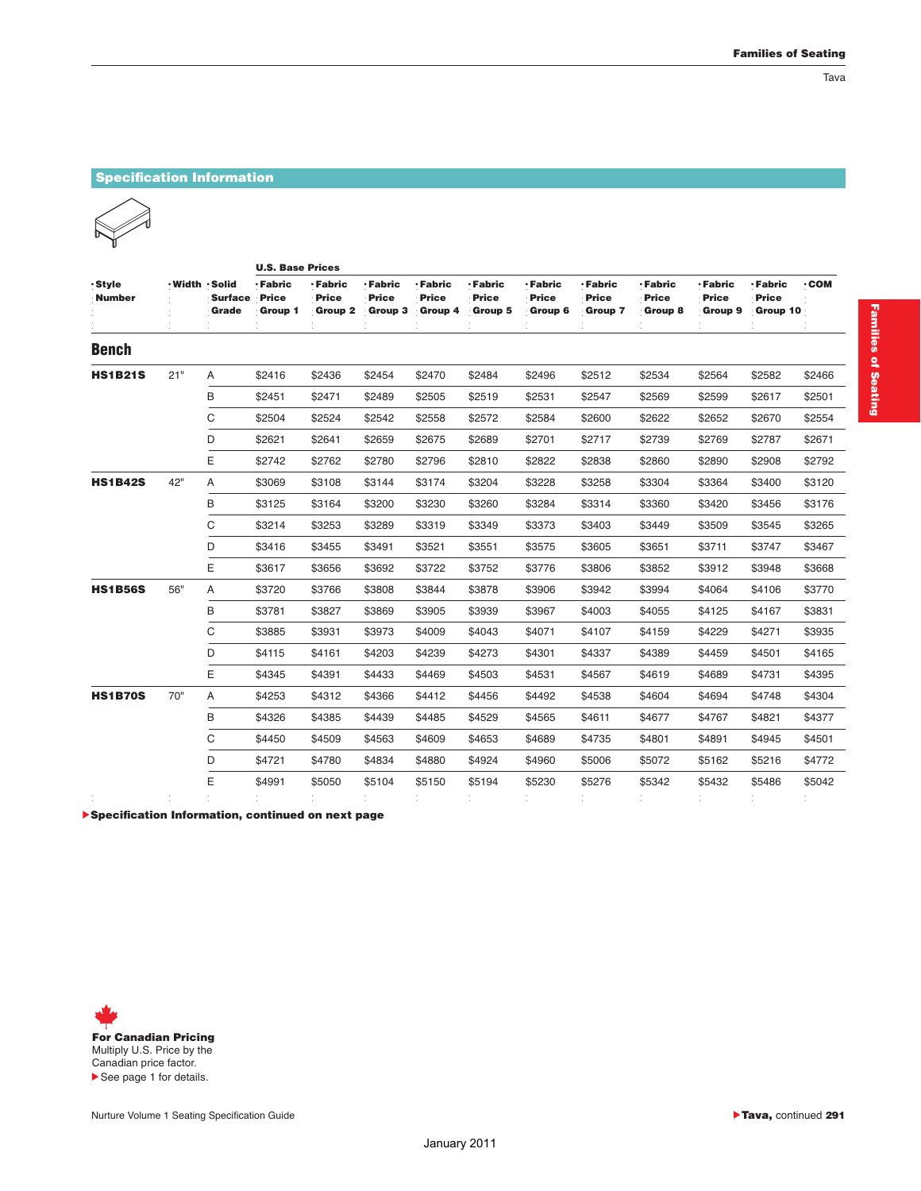## Specification Information

| Style Number | Width | Solid Surface Grade | U.S. Base Prices Fabric Price Group 1 | Fabric Price Group 2 | Fabric Price Group 3 | Fabric Price Group 4 | Fabric Price Group 5 | Fabric Price Group 6 | Fabric Price Group 7 | Fabric Price Group 8 | Fabric Price Group 9 | Fabric Price Group 10 | COM |
|---|---|---|---|---|---|---|---|---|---|---|---|---|---|
| **Bench** | | | | | | | | | | | | | |
| **HS1B21S** | 21" | A | $2416 | $2436 | $2454 | $2470 | $2484 | $2496 | $2512 | $2534 | $2564 | $2582 | $2466 |
| | | B | $2451 | $2471 | $2489 | $2505 | $2519 | $2531 | $2547 | $2569 | $2599 | $2617 | $2501 |
| | | C | $2504 | $2524 | $2542 | $2558 | $2572 | $2584 | $2600 | $2622 | $2652 | $2670 | $2554 |
| | | D | $2621 | $2641 | $2659 | $2675 | $2689 | $2701 | $2717 | $2739 | $2769 | $2787 | $2671 |
| | | E | $2742 | $2762 | $2780 | $2796 | $2810 | $2822 | $2838 | $2860 | $2890 | $2908 | $2792 |
| **HS1B42S** | 42" | A | $3069 | $3108 | $3144 | $3174 | $3204 | $3228 | $3258 | $3304 | $3364 | $3400 | $3120 |
| | | B | $3125 | $3164 | $3200 | $3230 | $3260 | $3284 | $3314 | $3360 | $3420 | $3456 | $3176 |
| | | C | $3214 | $3253 | $3289 | $3319 | $3349 | $3373 | $3403 | $3449 | $3509 | $3545 | $3265 |
| | | D | $3416 | $3455 | $3491 | $3521 | $3551 | $3575 | $3605 | $3651 | $3711 | $3747 | $3467 |
| | | E | $3617 | $3656 | $3692 | $3722 | $3752 | $3776 | $3806 | $3852 | $3912 | $3948 | $3668 |
| **HS1B56S** | 56" | A | $3720 | $3766 | $3808 | $3844 | $3878 | $3906 | $3942 | $3994 | $4064 | $4106 | $3770 |
| | | B | $3781 | $3827 | $3869 | $3905 | $3939 | $3967 | $4003 | $4055 | $4125 | $4167 | $3831 |
| | | C | $3885 | $3931 | $3973 | $4009 | $4043 | $4071 | $4107 | $4159 | $4229 | $4271 | $3935 |
| | | D | $4115 | $4161 | $4203 | $4239 | $4273 | $4301 | $4337 | $4389 | $4459 | $4501 | $4165 |
| | | E | $4345 | $4391 | $4433 | $4469 | $4503 | $4531 | $4567 | $4619 | $4689 | $4731 | $4395 |
| **HS1B70S** | 70" | A | $4253 | $4312 | $4366 | $4412 | $4456 | $4492 | $4538 | $4604 | $4694 | $4748 | $4304 |
| | | B | $4326 | $4385 | $4439 | $4485 | $4529 | $4565 | $4611 | $4677 | $4767 | $4821 | $4377 |
| | | C | $4450 | $4509 | $4563 | $4609 | $4653 | $4689 | $4735 | $4801 | $4891 | $4945 | $4501 |
| | | D | $4721 | $4780 | $4834 | $4880 | $4924 | $4960 | $5006 | $5072 | $5162 | $5216 | $4772 |
| | | E | $4991 | $5050 | $5104 | $5150 | $5194 | $5230 | $5276 | $5342 | $5432 | $5486 | $5042 |

▶**Specification Information, continued on next page**

**For Canadian Pricing**
Multiply U.S. Price by the Canadian price factor.
▶See page 1 for details.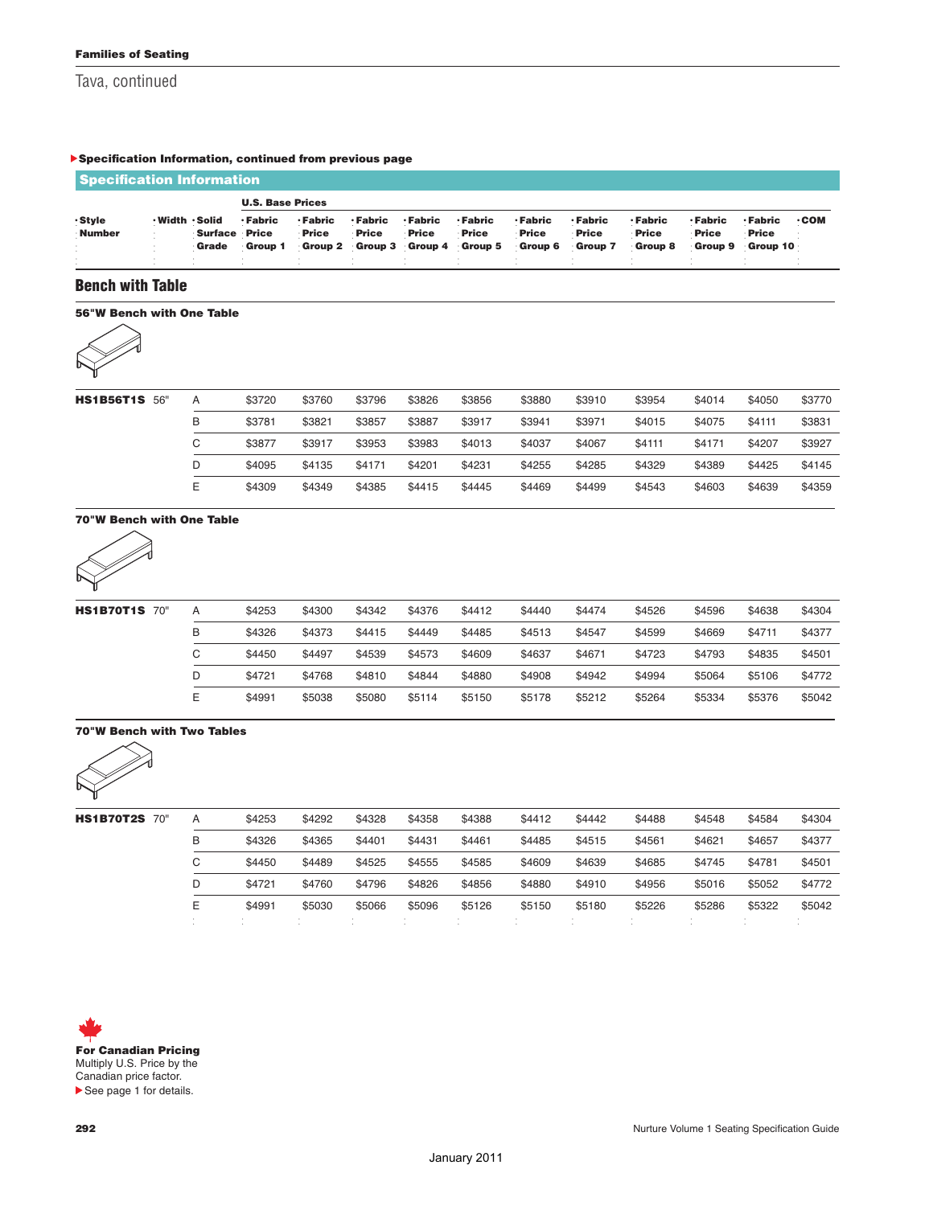**Families of Seating**

Tava, continued

▶**Specification Information, continued from previous page**

## Specification Information

| Style Number | Width | Solid Surface Grade | U.S. Base Prices Fabric Price Group 1 | Fabric Price Group 2 | Fabric Price Group 3 | Fabric Price Group 4 | Fabric Price Group 5 | Fabric Price Group 6 | Fabric Price Group 7 | Fabric Price Group 8 | Fabric Price Group 9 | Fabric Price Group 10 | COM |
|---|---|---|---|---|---|---|---|---|---|---|---|---|---|

## Bench with Table

### 56"W Bench with One Table

| Style Number | Width | Solid Surface Grade | Group 1 | Group 2 | Group 3 | Group 4 | Group 5 | Group 6 | Group 7 | Group 8 | Group 9 | Group 10 | COM |
|---|---|---|---|---|---|---|---|---|---|---|---|---|---|
| **HS1B56T1S** | 56" | A | $3720 | $3760 | $3796 | $3826 | $3856 | $3880 | $3910 | $3954 | $4014 | $4050 | $3770 |
| | | B | $3781 | $3821 | $3857 | $3887 | $3917 | $3941 | $3971 | $4015 | $4075 | $4111 | $3831 |
| | | C | $3877 | $3917 | $3953 | $3983 | $4013 | $4037 | $4067 | $4111 | $4171 | $4207 | $3927 |
| | | D | $4095 | $4135 | $4171 | $4201 | $4231 | $4255 | $4285 | $4329 | $4389 | $4425 | $4145 |
| | | E | $4309 | $4349 | $4385 | $4415 | $4445 | $4469 | $4499 | $4543 | $4603 | $4639 | $4359 |

### 70"W Bench with One Table

| Style Number | Width | Solid Surface Grade | Group 1 | Group 2 | Group 3 | Group 4 | Group 5 | Group 6 | Group 7 | Group 8 | Group 9 | Group 10 | COM |
|---|---|---|---|---|---|---|---|---|---|---|---|---|---|
| **HS1B70T1S** | 70" | A | $4253 | $4300 | $4342 | $4376 | $4412 | $4440 | $4474 | $4526 | $4596 | $4638 | $4304 |
| | | B | $4326 | $4373 | $4415 | $4449 | $4485 | $4513 | $4547 | $4599 | $4669 | $4711 | $4377 |
| | | C | $4450 | $4497 | $4539 | $4573 | $4609 | $4637 | $4671 | $4723 | $4793 | $4835 | $4501 |
| | | D | $4721 | $4768 | $4810 | $4844 | $4880 | $4908 | $4942 | $4994 | $5064 | $5106 | $4772 |
| | | E | $4991 | $5038 | $5080 | $5114 | $5150 | $5178 | $5212 | $5264 | $5334 | $5376 | $5042 |

### 70"W Bench with Two Tables

| Style Number | Width | Solid Surface Grade | Group 1 | Group 2 | Group 3 | Group 4 | Group 5 | Group 6 | Group 7 | Group 8 | Group 9 | Group 10 | COM |
|---|---|---|---|---|---|---|---|---|---|---|---|---|---|
| **HS1B70T2S** | 70" | A | $4253 | $4292 | $4328 | $4358 | $4388 | $4412 | $4442 | $4488 | $4548 | $4584 | $4304 |
| | | B | $4326 | $4365 | $4401 | $4431 | $4461 | $4485 | $4515 | $4561 | $4621 | $4657 | $4377 |
| | | C | $4450 | $4489 | $4525 | $4555 | $4585 | $4609 | $4639 | $4685 | $4745 | $4781 | $4501 |
| | | D | $4721 | $4760 | $4796 | $4826 | $4856 | $4880 | $4910 | $4956 | $5016 | $5052 | $4772 |
| | | E | $4991 | $5030 | $5066 | $5096 | $5126 | $5150 | $5180 | $5226 | $5286 | $5322 | $5042 |

**For Canadian Pricing**
Multiply U.S. Price by the Canadian price factor.
▶See page 1 for details.

January 2011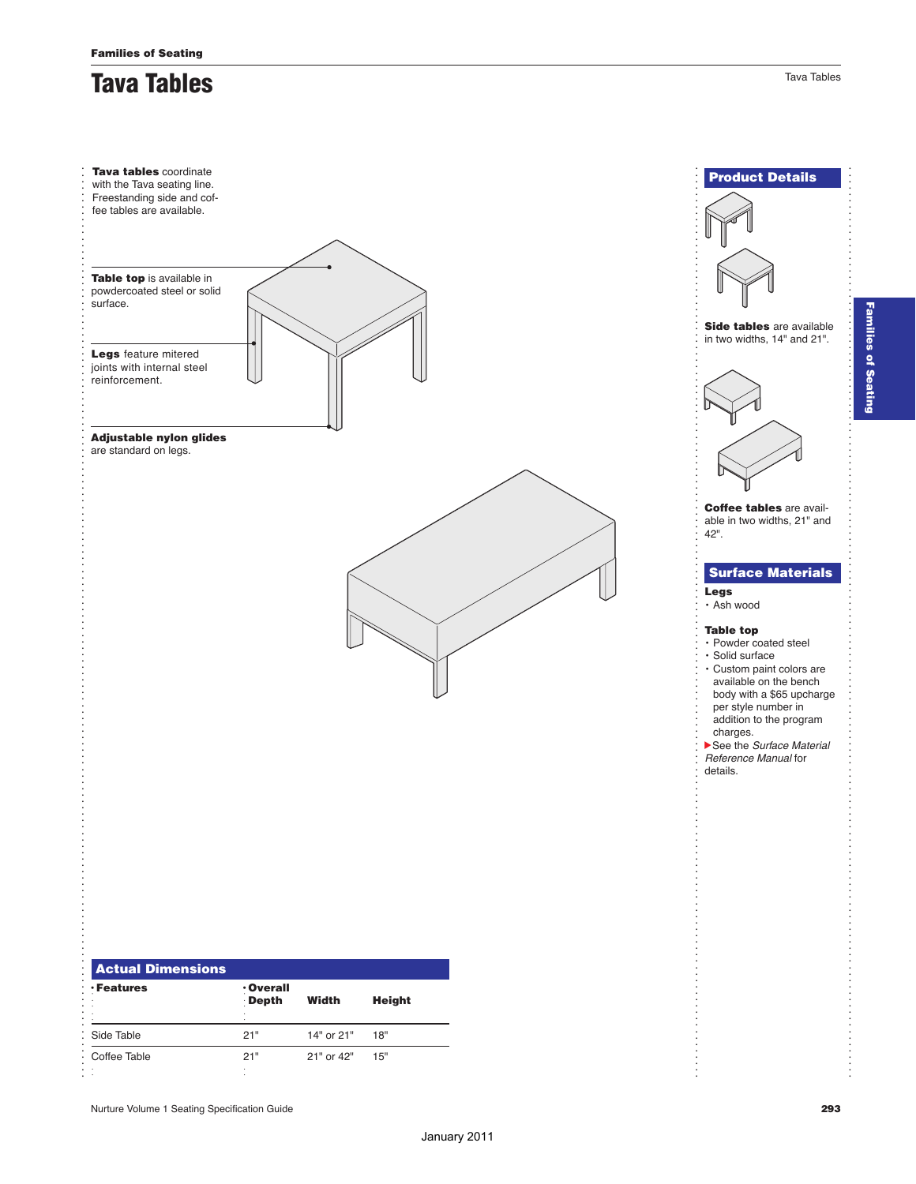Families of Seating

# Tava Tables

**Tava tables** coordinate with the Tava seating line. Freestanding side and coffee tables are available.

**Table top** is available in powdercoated steel or solid surface.

**Legs** feature mitered joints with internal steel reinforcement.

**Adjustable nylon glides** are standard on legs.

## Product Details

**Side tables** are available in two widths, 14" and 21".

**Coffee tables** are available in two widths, 21" and 42".

## Surface Materials

**Legs**

- Ash wood

**Table top**

- Powder coated steel
- Solid surface
- Custom paint colors are available on the bench body with a $65 upcharge per style number in addition to the program charges.

▶See the *Surface Material Reference Manual* for details.

## Actual Dimensions

| Features | Overall Depth | Width | Height |
|---|---|---|---|
| Side Table | 21" | 14" or 21" | 18" |
| Coffee Table | 21" | 21" or 42" | 15" |

January 2011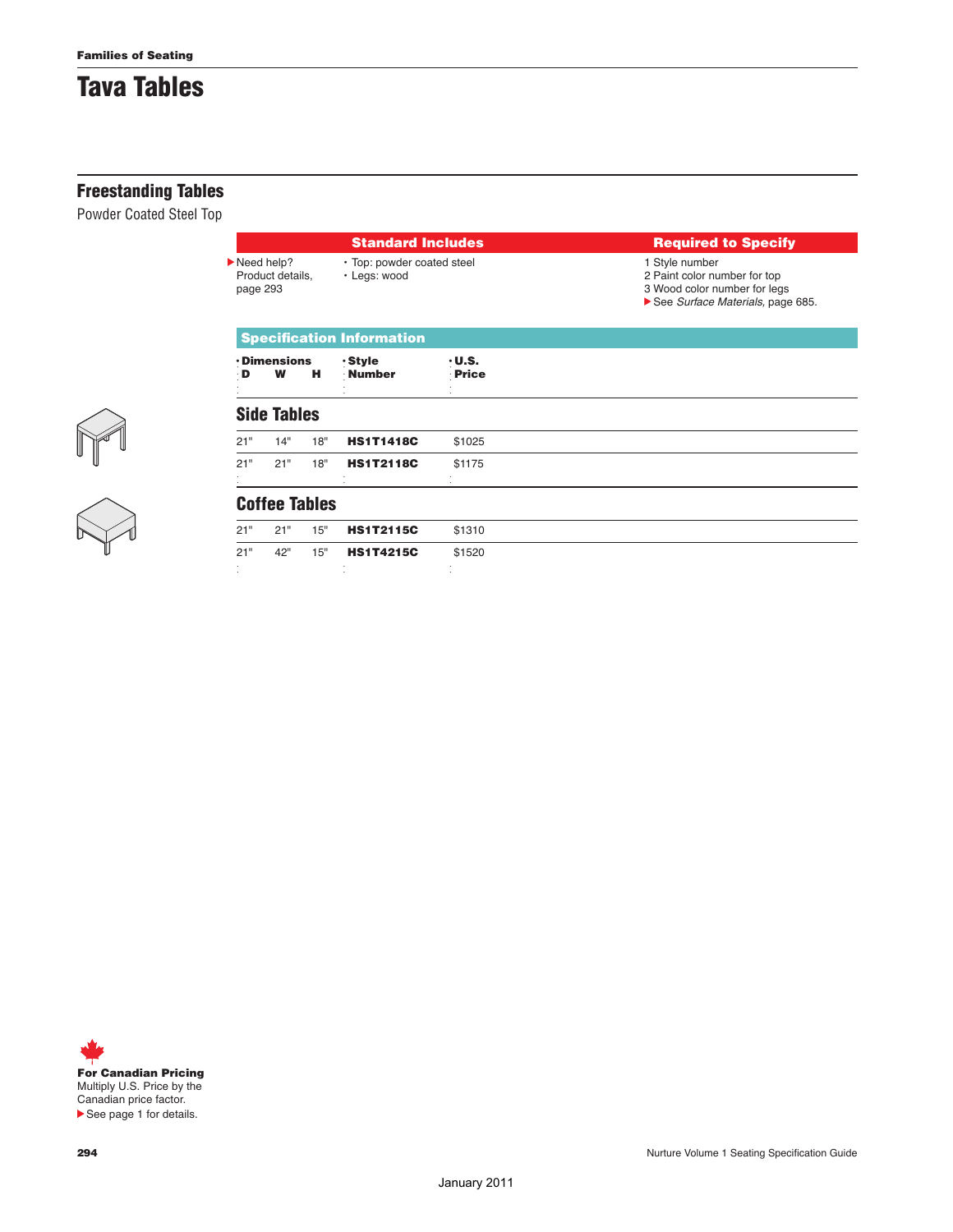Families of Seating

# Tava Tables

## Freestanding Tables

Powder Coated Steel Top

| | Standard Includes | Required to Specify |
|---|---|---|
| ▶Need help? Product details, page 293 | • Top: powder coated steel<br>• Legs: wood | 1 Style number<br>2 Paint color number for top<br>3 Wood color number for legs<br>▶See *Surface Materials*, page 685. |

### Specification Information

| D | W | H | Style Number | U.S. Price |
|---|---|---|---|---|
| **Side Tables** | | | | |
| 21" | 14" | 18" | **HS1T1418C** | $1025 |
| 21" | 21" | 18" | **HS1T2118C** | $1175 |
| **Coffee Tables** | | | | |
| 21" | 21" | 15" | **HS1T2115C** | $1310 |
| 21" | 42" | 15" | **HS1T4215C** | $1520 |

**For Canadian Pricing**
Multiply U.S. Price by the Canadian price factor.
▶See page 1 for details.

Nurture Volume 1 Seating Specification Guide

January 2011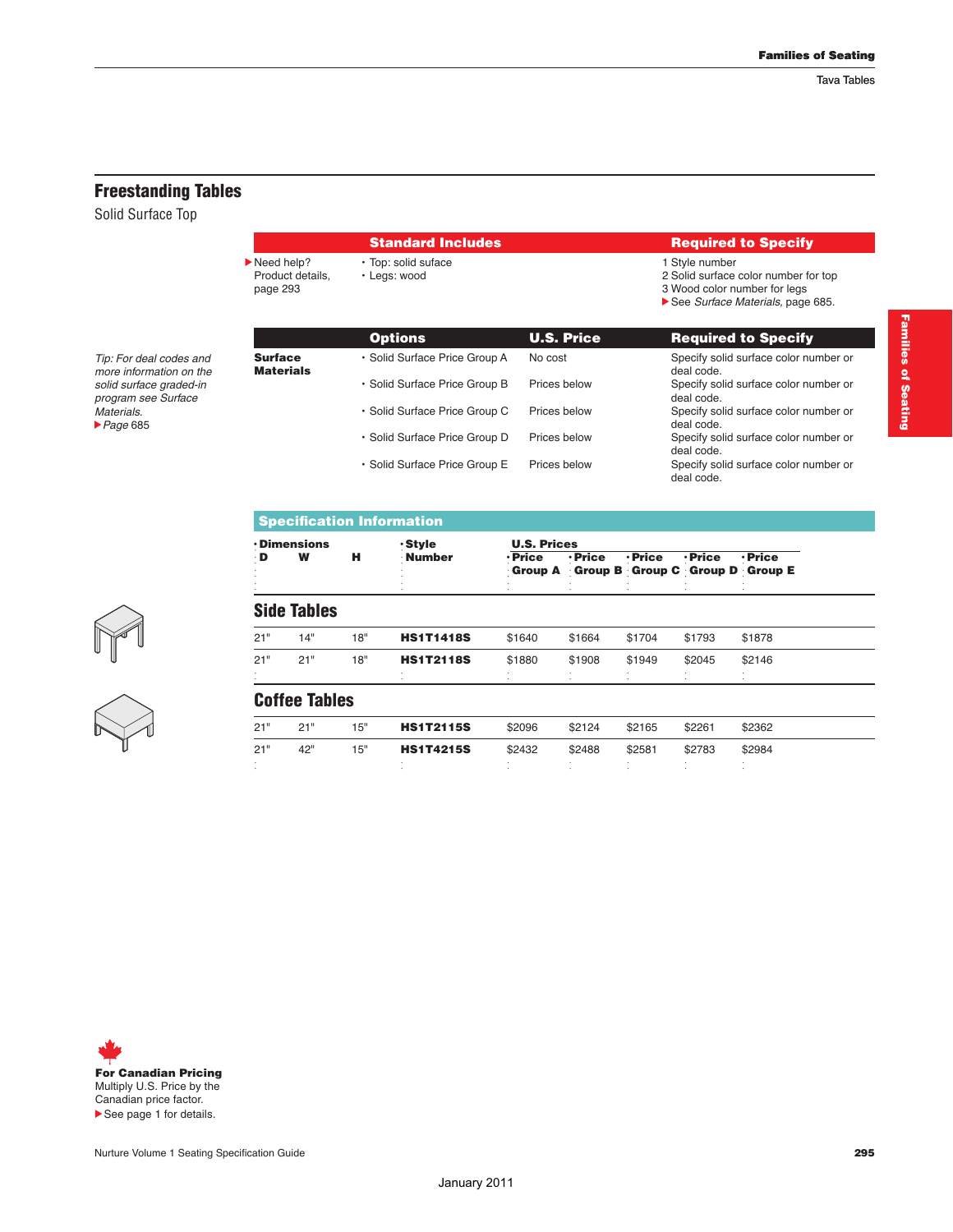## Freestanding Tables

Solid Surface Top

| | Standard Includes | Required to Specify |
|---|---|---|
| Need help? Product details, page 293 | • Top: solid suface<br>• Legs: wood | 1 Style number<br>2 Solid surface color number for top<br>3 Wood color number for legs<br>See *Surface Materials,* page 685. |

*Tip: For deal codes and more information on the solid surface graded-in program see Surface Materials.*
*Page* 685

| | Options | U.S. Price | Required to Specify |
|---|---|---|---|
| **Surface Materials** | • Solid Surface Price Group A | No cost | Specify solid surface color number or deal code. |
| | • Solid Surface Price Group B | Prices below | Specify solid surface color number or deal code. |
| | • Solid Surface Price Group C | Prices below | Specify solid surface color number or deal code. |
| | • Solid Surface Price Group D | Prices below | Specify solid surface color number or deal code. |
| | • Solid Surface Price Group E | Prices below | Specify solid surface color number or deal code. |

### Specification Information

| Dimensions D | W | H | Style Number | U.S. Prices Price Group A | Price Group B | Price Group C | Price Group D | Price Group E |
|---|---|---|---|---|---|---|---|---|
| **Side Tables** | | | | | | | | |
| 21" | 14" | 18" | **HS1T1418S** | $1640 | $1664 | $1704 | $1793 | $1878 |
| 21" | 21" | 18" | **HS1T2118S** | $1880 | $1908 | $1949 | $2045 | $2146 |
| **Coffee Tables** | | | | | | | | |
| 21" | 21" | 15" | **HS1T2115S** | $2096 | $2124 | $2165 | $2261 | $2362 |
| 21" | 42" | 15" | **HS1T4215S** | $2432 | $2488 | $2581 | $2783 | $2984 |

**For Canadian Pricing**
Multiply U.S. Price by the Canadian price factor.
See page 1 for details.

January 2011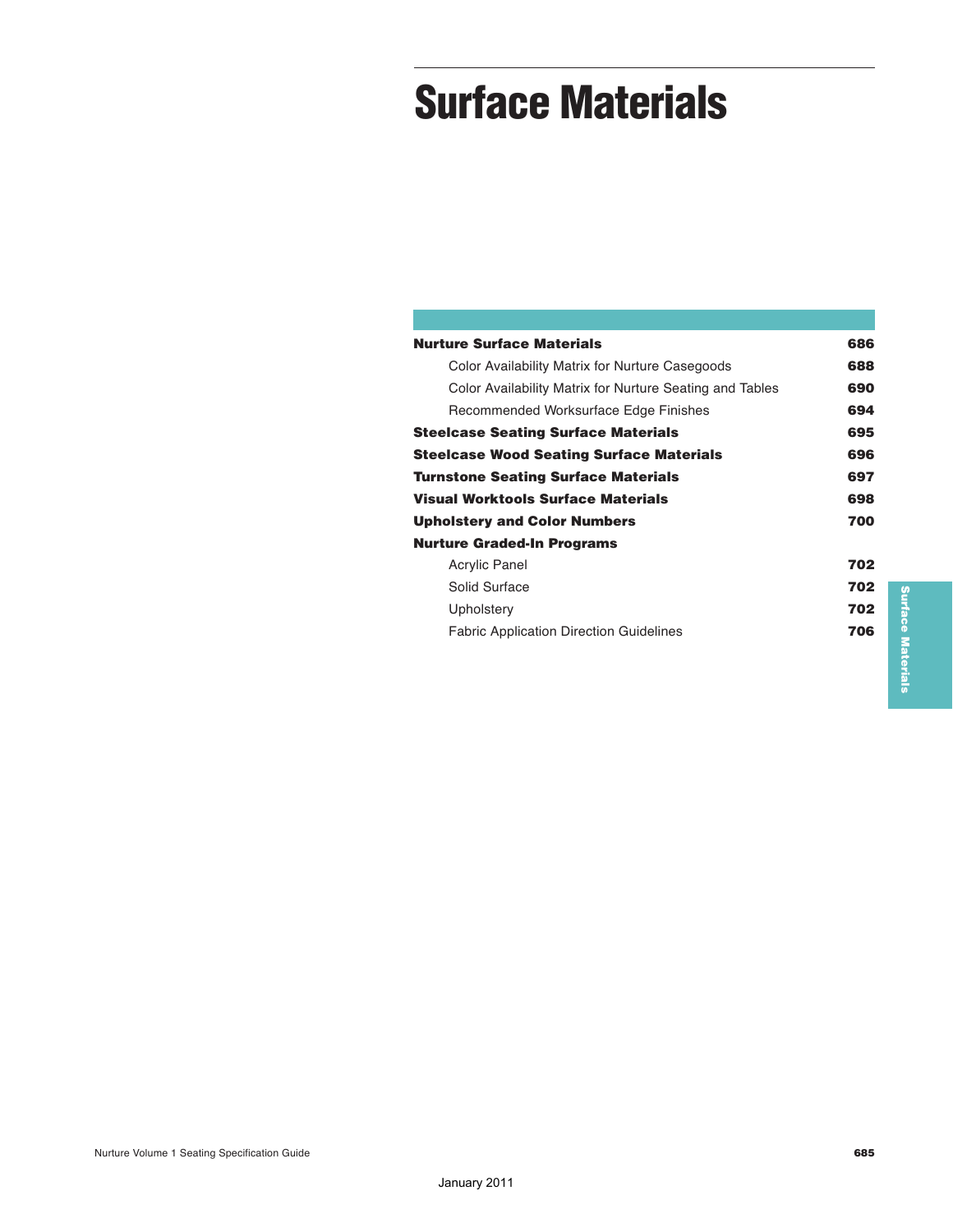# Surface Materials

| | |
|---|---|
| **Nurture Surface Materials** | **686** |
| Color Availability Matrix for Nurture Casegoods | **688** |
| Color Availability Matrix for Nurture Seating and Tables | **690** |
| Recommended Worksurface Edge Finishes | **694** |
| **Steelcase Seating Surface Materials** | **695** |
| **Steelcase Wood Seating Surface Materials** | **696** |
| **Turnstone Seating Surface Materials** | **697** |
| **Visual Worktools Surface Materials** | **698** |
| **Upholstery and Color Numbers** | **700** |
| **Nurture Graded-In Programs** | |
| Acrylic Panel | **702** |
| Solid Surface | **702** |
| Upholstery | **702** |
| Fabric Application Direction Guidelines | **706** |

January 2011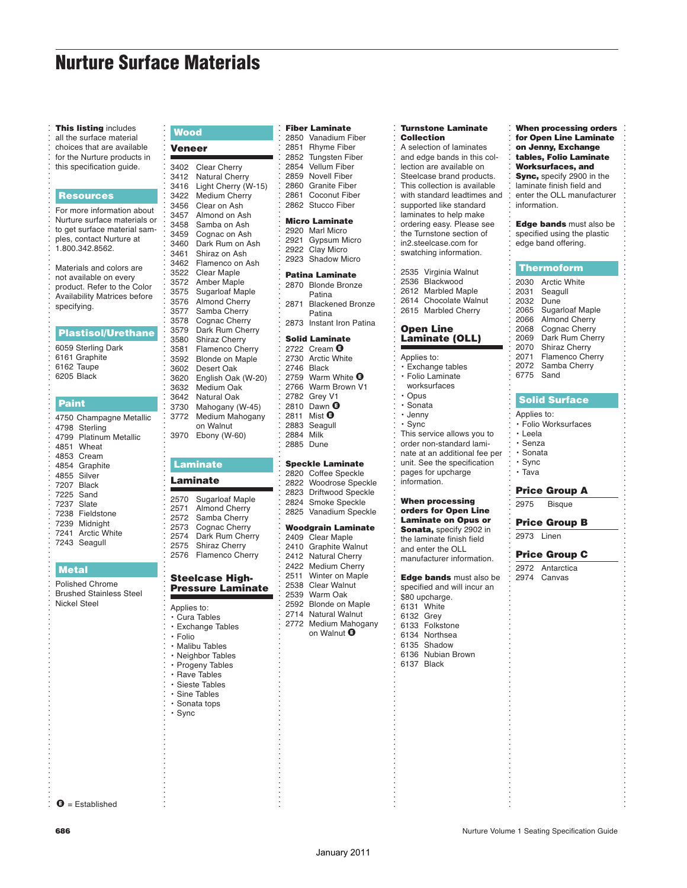# Nurture Surface Materials

**This listing** includes all the surface material choices that are available for the Nurture products in this specification guide.

## Resources

For more information about Nurture surface materials or to get surface material samples, contact Nurture at 1.800.342.8562.

Materials and colors are not available on every product. Refer to the Color Availability Matrices before specifying.

## Plastisol/Urethane

6059 Sterling Dark
6161 Graphite
6162 Taupe
6205 Black

## Paint

4750 Champagne Metallic
4798 Sterling
4799 Platinum Metallic
4851 Wheat
4853 Cream
4854 Graphite
4855 Silver
7207 Black
7225 Sand
7237 Slate
7238 Fieldstone
7239 Midnight
7241 Arctic White
7243 Seagull

## Metal

Polished Chrome
Brushed Stainless Steel
Nickel Steel

Ⓔ = Established

## Wood

### Veneer

3402 Clear Cherry
3412 Natural Cherry
3416 Light Cherry (W-15)
3422 Medium Cherry
3456 Clear on Ash
3457 Almond on Ash
3458 Samba on Ash
3459 Cognac on Ash
3460 Dark Rum on Ash
3461 Shiraz on Ash
3462 Flamenco on Ash
3522 Clear Maple
3572 Amber Maple
3575 Sugarloaf Maple
3576 Almond Cherry
3577 Samba Cherry
3578 Cognac Cherry
3579 Dark Rum Cherry
3580 Shiraz Cherry
3581 Flamenco Cherry
3592 Blonde on Maple
3602 Desert Oak
3620 English Oak (W-20)
3632 Medium Oak
3642 Natural Oak
3730 Mahogany (W-45)
3772 Medium Mahogany on Walnut
3970 Ebony (W-60)

## Laminate

### Laminate

2570 Sugarloaf Maple
2571 Almond Cherry
2572 Samba Cherry
2573 Cognac Cherry
2574 Dark Rum Cherry
2575 Shiraz Cherry
2576 Flamenco Cherry

### Steelcase High-Pressure Laminate

Applies to:
- Cura Tables
- Exchange Tables
- Folio
- Malibu Tables
- Neighbor Tables
- Progeny Tables
- Rave Tables
- Sieste Tables
- Sine Tables
- Sonata tops
- Sync

### Fiber Laminate

2850 Vanadium Fiber
2851 Rhyme Fiber
2852 Tungsten Fiber
2854 Vellum Fiber
2859 Novell Fiber
2860 Granite Fiber
2861 Coconut Fiber
2862 Stucco Fiber

### Micro Laminate

2920 Marl Micro
2921 Gypsum Micro
2922 Clay Micro
2923 Shadow Micro

### Patina Laminate

2870 Blonde Bronze Patina
2871 Blackened Bronze Patina
2873 Instant Iron Patina

### Solid Laminate

2722 Cream Ⓔ
2730 Arctic White
2746 Black
2759 Warm White Ⓔ
2766 Warm Brown V1
2782 Grey V1
2810 Dawn Ⓔ
2811 Mist Ⓔ
2883 Seagull
2884 Milk
2885 Dune

### Speckle Laminate

2820 Coffee Speckle
2822 Woodrose Speckle
2823 Driftwood Speckle
2824 Smoke Speckle
2825 Vanadium Speckle

### Woodgrain Laminate

2409 Clear Maple
2410 Graphite Walnut
2412 Natural Cherry
2422 Medium Cherry
2511 Winter on Maple
2538 Clear Walnut
2539 Warm Oak
2592 Blonde on Maple
2714 Natural Walnut
2772 Medium Mahogany on Walnut Ⓔ

### Turnstone Laminate Collection

A selection of laminates and edge bands in this collection are available on Steelcase brand products. This collection is available with standard leadtimes and supported like standard laminates to help make ordering easy. Please see the Turnstone section of in2.steelcase.com for swatching information.

2535 Virginia Walnut
2536 Blackwood
2612 Marbled Maple
2614 Chocolate Walnut
2615 Marbled Cherry

### Open Line Laminate (OLL)

Applies to:
- Exchange tables
- Folio Laminate worksurfaces
- Opus
- Sonata
- Jenny
- Sync

This service allows you to order non-standard laminate at an additional fee per unit. See the specification pages for upcharge information.

**When processing orders for Open Line Laminate on Opus or Sonata,** specify 2902 in the laminate finish field and enter the OLL manufacturer information.

**Edge bands** must also be specified and will incur an $80 upcharge.

6131 White
6132 Grey
6133 Folkstone
6134 Northsea
6135 Shadow
6136 Nubian Brown
6137 Black

**When processing orders for Open Line Laminate on Jenny, Exchange tables, Folio Laminate Worksurfaces, and Sync,** specify 2900 in the laminate finish field and enter the OLL manufacturer information.

**Edge bands** must also be specified using the plastic edge band offering.

## Thermoform

2030 Arctic White
2031 Seagull
2032 Dune
2065 Sugarloaf Maple
2066 Almond Cherry
2068 Cognac Cherry
2069 Dark Rum Cherry
2070 Shiraz Cherry
2071 Flamenco Cherry
2072 Samba Cherry
6775 Sand

## Solid Surface

Applies to:
- Folio Worksurfaces
- Leela
- Senza
- Sonata
- Sync
- Tava

### Price Group A

2975 Bisque

### Price Group B

2973 Linen

### Price Group C

2972 Antarctica
2974 Canvas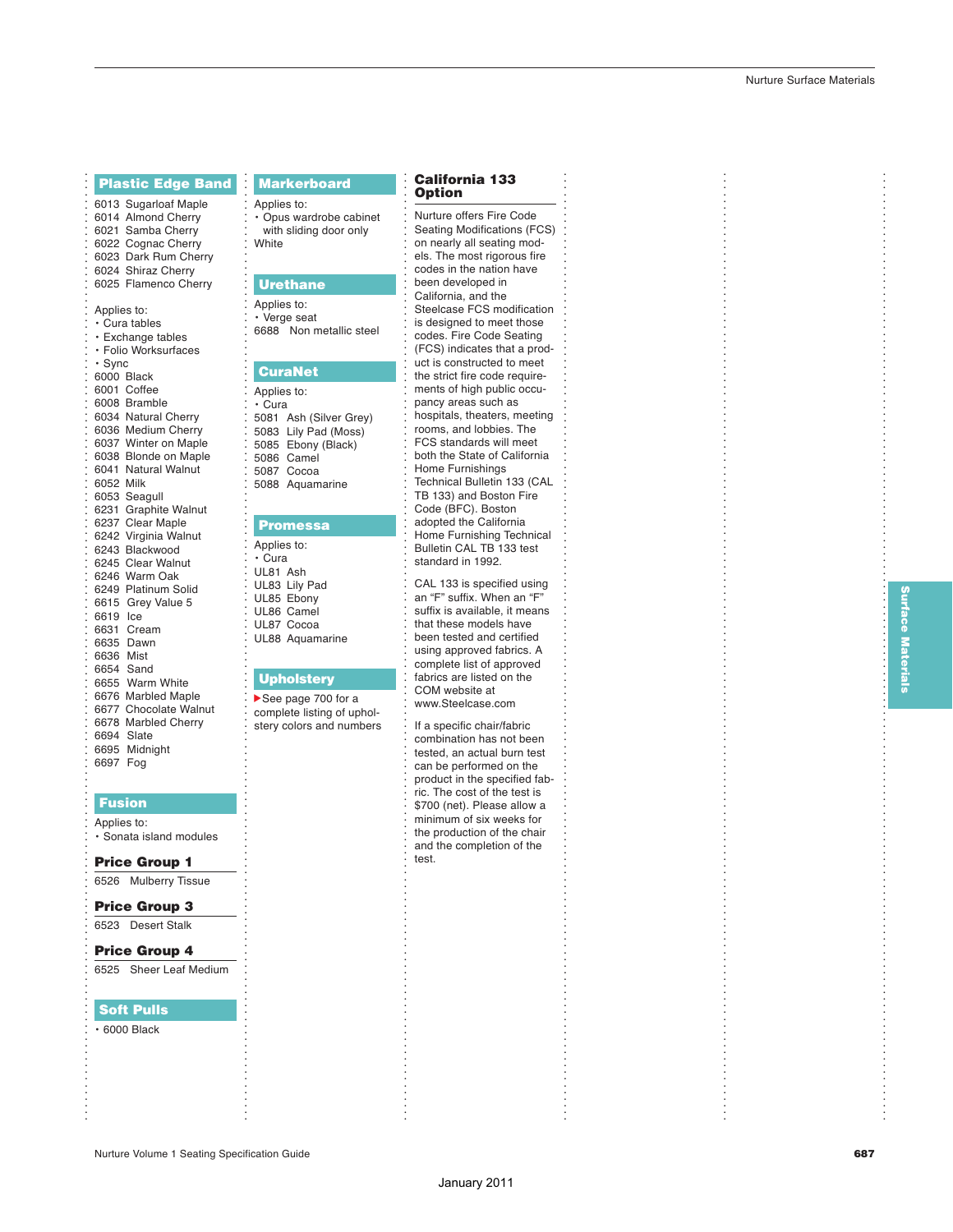## Plastic Edge Band

6013 Sugarloaf Maple
6014 Almond Cherry
6021 Samba Cherry
6022 Cognac Cherry
6023 Dark Rum Cherry
6024 Shiraz Cherry
6025 Flamenco Cherry

Applies to:

- Cura tables
- Exchange tables
- Folio Worksurfaces
- Sync

6000 Black
6001 Coffee
6008 Bramble
6034 Natural Cherry
6036 Medium Cherry
6037 Winter on Maple
6038 Blonde on Maple
6041 Natural Walnut
6052 Milk
6053 Seagull
6231 Graphite Walnut
6237 Clear Maple
6242 Virginia Walnut
6243 Blackwood
6245 Clear Walnut
6246 Warm Oak
6249 Platinum Solid
6615 Grey Value 5
6619 Ice
6631 Cream
6635 Dawn
6636 Mist
6654 Sand
6655 Warm White
6676 Marbled Maple
6677 Chocolate Walnut
6678 Marbled Cherry
6694 Slate
6695 Midnight
6697 Fog

## Fusion

Applies to:

- Sonata island modules

### Price Group 1

6526 Mulberry Tissue

### Price Group 3

6523 Desert Stalk

### Price Group 4

6525 Sheer Leaf Medium

## Soft Pulls

- 6000 Black

## Markerboard

Applies to:

- Opus wardrobe cabinet with sliding door only

White

## Urethane

Applies to:

- Verge seat

6688 Non metallic steel

## CuraNet

Applies to:

- Cura

5081 Ash (Silver Grey)
5083 Lily Pad (Moss)
5085 Ebony (Black)
5086 Camel
5087 Cocoa
5088 Aquamarine

## Promessa

Applies to:

- Cura

UL81 Ash
UL83 Lily Pad
UL85 Ebony
UL86 Camel
UL87 Cocoa
UL88 Aquamarine

## Upholstery

▶See page 700 for a complete listing of upholstery colors and numbers

## California 133 Option

Nurture offers Fire Code Seating Modifications (FCS) on nearly all seating models. The most rigorous fire codes in the nation have been developed in California, and the Steelcase FCS modification is designed to meet those codes. Fire Code Seating (FCS) indicates that a product is constructed to meet the strict fire code requirements of high public occupancy areas such as hospitals, theaters, meeting rooms, and lobbies. The FCS standards will meet both the State of California Home Furnishings Technical Bulletin 133 (CAL TB 133) and Boston Fire Code (BFC). Boston adopted the California Home Furnishing Technical Bulletin CAL TB 133 test standard in 1992.

CAL 133 is specified using an “F” suffix. When an “F” suffix is available, it means that these models have been tested and certified using approved fabrics. A complete list of approved fabrics are listed on the COM website at www.Steelcase.com

If a specific chair/fabric combination has not been tested, an actual burn test can be performed on the product in the specified fabric. The cost of the test is $700 (net). Please allow a minimum of six weeks for the production of the chair and the completion of the test.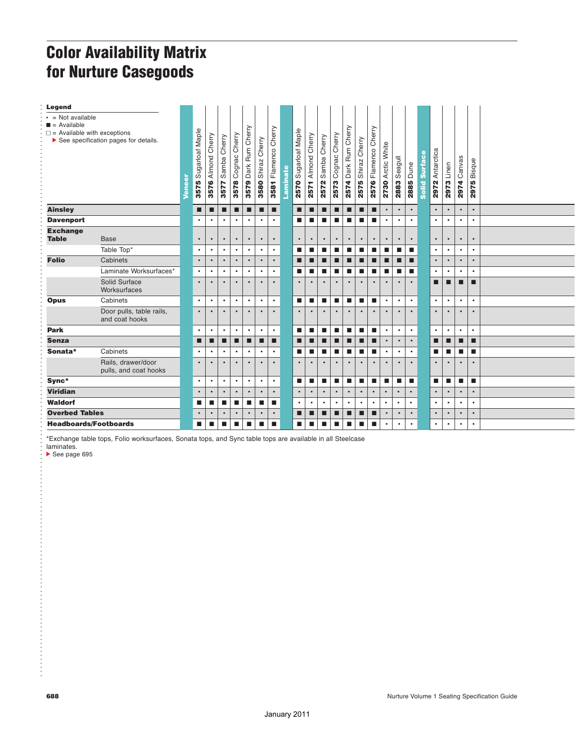# Color Availability Matrix for Nurture Casegoods

**Legend**

- • = Not available
- ■ = Available
- □ = Available with exceptions
  - ▶ See specification pages for details.

| | | Veneer | 3575 Sugarloaf Maple | 3576 Almond Cherry | 3577 Samba Cherry | 3578 Cognac Cherry | 3579 Dark Rum Cherry | 3580 Shiraz Cherry | 3581 Flamenco Cherry | Laminate | 2570 Sugarloaf Maple | 2571 Almond Cherry | 2572 Samba Cherry | 2573 Cognac Cherry | 2574 Dark Rum Cherry | 2575 Shiraz Cherry | 2576 Flamenco Cherry | 2730 Arctic White | 2883 Seagull | 2885 Dune | Solid Surface | 2972 Antarctica | 2973 Linen | 2974 Canvas | 2975 Bisque |
|---|---|---|---|---|---|---|---|---|---|---|---|---|---|---|---|---|---|---|---|---|---|---|---|---|---|
| **Ainsley** | | | ■ | ■ | ■ | ■ | ■ | ■ | ■ | | ■ | ■ | ■ | ■ | ■ | ■ | ■ | • | • | • | | • | • | • | • |
| **Davenport** | | | • | • | • | • | • | • | • | | ■ | ■ | ■ | ■ | ■ | ■ | ■ | • | • | • | | • | • | • | • |
| **Exchange Table** | Base | | • | • | • | • | • | • | • | | • | • | • | • | • | • | • | • | • | • | | • | • | • | • |
| | Table Top* | | • | • | • | • | • | • | • | | ■ | ■ | ■ | ■ | ■ | ■ | ■ | ■ | ■ | ■ | | • | • | • | • |
| **Folio** | Cabinets | | • | • | • | • | • | • | • | | ■ | ■ | ■ | ■ | ■ | ■ | ■ | ■ | ■ | ■ | | • | • | • | • |
| | Laminate Worksurfaces* | | • | • | • | • | • | • | • | | ■ | ■ | ■ | ■ | ■ | ■ | ■ | ■ | ■ | ■ | | • | • | • | • |
| | Solid Surface Worksurfaces | | • | • | • | • | • | • | • | | • | • | • | • | • | • | • | • | • | • | | ■ | ■ | ■ | ■ |
| **Opus** | Cabinets | | • | • | • | • | • | • | • | | ■ | ■ | ■ | ■ | ■ | ■ | ■ | • | • | • | | • | • | • | • |
| | Door pulls, table rails, and coat hooks | | • | • | • | • | • | • | • | | • | • | • | • | • | • | • | • | • | • | | • | • | • | • |
| **Park** | | | • | • | • | • | • | • | • | | ■ | ■ | ■ | ■ | ■ | ■ | ■ | • | • | • | | • | • | • | • |
| **Senza** | | | ■ | ■ | ■ | ■ | ■ | ■ | ■ | | ■ | ■ | ■ | ■ | ■ | ■ | ■ | • | • | • | | ■ | ■ | ■ | ■ |
| **Sonata*** | Cabinets | | • | • | • | • | • | • | • | | ■ | ■ | ■ | ■ | ■ | ■ | ■ | • | • | • | | ■ | ■ | ■ | ■ |
| | Rails, drawer/door pulls, and coat hooks | | • | • | • | • | • | • | • | | • | • | • | • | • | • | • | • | • | • | | • | • | • | • |
| **Sync*** | | | • | • | • | • | • | • | • | | ■ | ■ | ■ | ■ | ■ | ■ | ■ | ■ | ■ | ■ | | ■ | ■ | ■ | ■ |
| **Viridian** | | | • | • | • | • | • | • | • | | • | • | • | • | • | • | • | • | • | • | | • | • | • | • |
| **Waldorf** | | | ■ | ■ | ■ | ■ | ■ | ■ | ■ | | • | • | • | • | • | • | • | • | • | • | | • | • | • | • |
| **Overbed Tables** | | | • | • | • | • | • | • | • | | ■ | ■ | ■ | ■ | ■ | ■ | ■ | • | • | • | | • | • | • | • |
| **Headboards/Footboards** | | | ■ | ■ | ■ | ■ | ■ | ■ | ■ | | ■ | ■ | ■ | ■ | ■ | ■ | ■ | • | • | • | | • | • | • | • |

*Exchange table tops, Folio worksurfaces, Sonata tops, and Sync table tops are available in all Steelcase laminates.

▶ See page 695

January 2011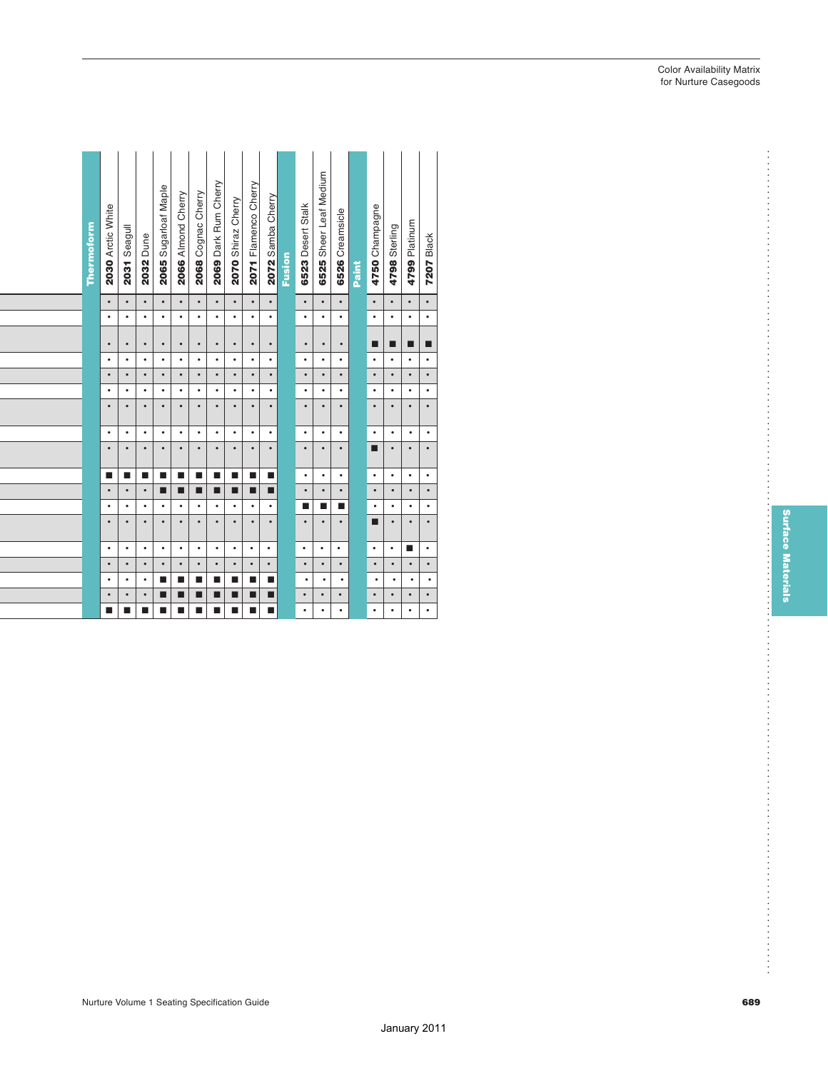# Color Availability Matrix for Nurture Casegoods

| | Thermoform | | | | | | | | | | Fusion | | | Paint | | | |
|---|---|---|---|---|---|---|---|---|---|---|---|---|---|---|---|---|---|
| | **2030** Arctic White | **2031** Seagull | **2032** Dune | **2065** Sugarloaf Maple | **2066** Almond Cherry | **2068** Cognac Cherry | **2069** Dark Rum Cherry | **2070** Shiraz Cherry | **2071** Flamenco Cherry | **2072** Samba Cherry | **6523** Desert Stalk | **6525** Sheer Leaf Medium | **6526** Creamsicle | **4750** Champagne | **4798** Sterling | **4799** Platinum | **7207** Black |
| | • | • | • | • | • | • | • | • | • | • | • | • | • | • | • | • | • |
| | • | • | • | • | • | • | • | • | • | • | • | • | • | • | • | • | • |
| | • | • | • | • | • | • | • | • | • | • | • | • | • | ■ | ■ | ■ | ■ |
| | • | • | • | • | • | • | • | • | • | • | • | • | • | • | • | • | • |
| | • | • | • | • | • | • | • | • | • | • | • | • | • | • | • | • | • |
| | • | • | • | • | • | • | • | • | • | • | • | • | • | • | • | • | • |
| | • | • | • | • | • | • | • | • | • | • | • | • | • | • | • | • | • |
| | • | • | • | • | • | • | • | • | • | • | • | • | • | • | • | • | • |
| | • | • | • | • | • | • | • | • | • | • | • | • | • | ■ | • | • | • |
| | ■ | ■ | ■ | ■ | ■ | ■ | ■ | ■ | ■ | ■ | • | • | • | • | • | • | • |
| | • | • | • | ■ | ■ | ■ | ■ | ■ | ■ | ■ | • | • | • | • | • | • | • |
| | • | • | • | • | • | • | • | • | • | • | ■ | ■ | ■ | • | • | • | • |
| | • | • | • | • | • | • | • | • | • | • | • | • | • | ■ | • | • | • |
| | • | • | • | • | • | • | • | • | • | • | • | • | • | • | • | ■ | • |
| | • | • | • | • | • | • | • | • | • | • | • | • | • | • | • | • | • |
| | • | • | • | ■ | ■ | ■ | ■ | ■ | ■ | ■ | • | • | • | • | • | • | • |
| | • | • | • | ■ | ■ | ■ | ■ | ■ | ■ | ■ | • | • | • | • | • | • | • |
| | ■ | ■ | ■ | ■ | ■ | ■ | ■ | ■ | ■ | ■ | • | • | • | • | • | • | • |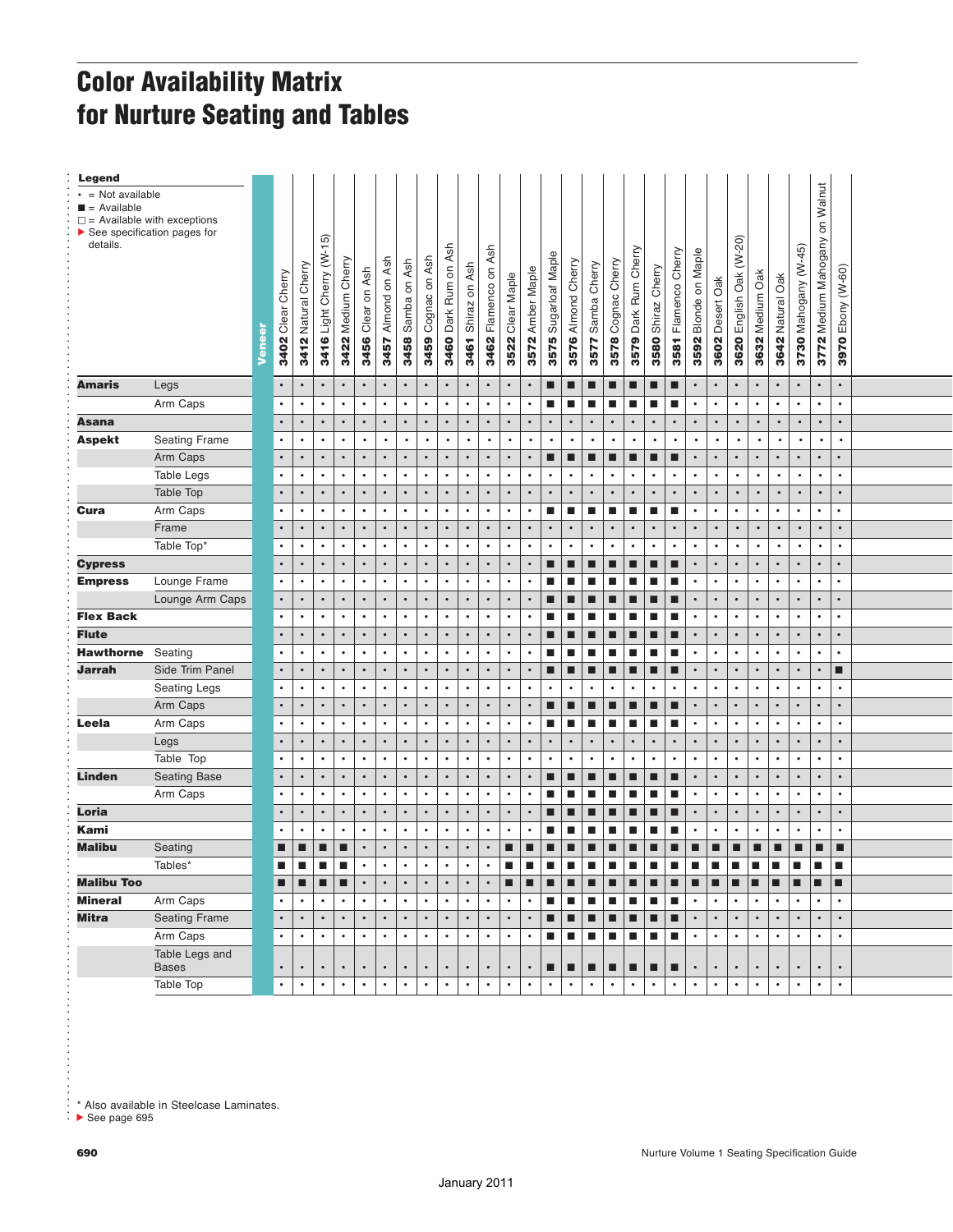# Color Availability Matrix for Nurture Seating and Tables

**Legend**
- • = Not available
- ■ = Available
- □ = Available with exceptions
- ▶ See specification pages for details.

| Product | Component | 3402 Clear Cherry | 3412 Natural Cherry | 3416 Light Cherry (W-15) | 3422 Medium Cherry | 3456 Clear on Ash | 3457 Almond on Ash | 3458 Samba on Ash | 3459 Cognac on Ash | 3460 Dark Rum on Ash | 3461 Shiraz on Ash | 3462 Flamenco on Ash | 3522 Clear Maple | 3572 Amber Maple | 3575 Sugarloaf Maple | 3576 Almond Cherry | 3577 Samba Cherry | 3578 Cognac Cherry | 3579 Dark Rum Cherry | 3580 Shiraz Cherry | 3581 Flamenco Cherry | 3592 Blonde on Maple | 3602 Desert Oak | 3620 English Oak (W-20) | 3632 Medium Oak | 3642 Natural Oak | 3730 Mahogany (W-45) | 3772 Medium Mahogany on Walnut | 3970 Ebony (W-60) |
|---|---|---|---|---|---|---|---|---|---|---|---|---|---|---|---|---|---|---|---|---|---|---|---|---|---|---|---|---|---|
| **Amaris** | Legs | • | • | • | • | • | • | • | • | • | • | • | • | • | ■ | ■ | ■ | ■ | ■ | ■ | ■ | • | • | • | • | • | • | • | • |
| | Arm Caps | • | • | • | • | • | • | • | • | • | • | • | • | • | ■ | ■ | ■ | ■ | ■ | ■ | ■ | • | • | • | • | • | • | • | • |
| **Asana** | | • | • | • | • | • | • | • | • | • | • | • | • | • | • | • | • | • | • | • | • | • | • | • | • | • | • | • | • |
| **Aspekt** | Seating Frame | • | • | • | • | • | • | • | • | • | • | • | • | • | • | • | • | • | • | • | • | • | • | • | • | • | • | • | • |
| | Arm Caps | • | • | • | • | • | • | • | • | • | • | • | • | • | ■ | ■ | ■ | ■ | ■ | ■ | ■ | • | • | • | • | • | • | • | • |
| | Table Legs | • | • | • | • | • | • | • | • | • | • | • | • | • | • | • | • | • | • | • | • | • | • | • | • | • | • | • | • |
| | Table Top | • | • | • | • | • | • | • | • | • | • | • | • | • | • | • | • | • | • | • | • | • | • | • | • | • | • | • | • |
| **Cura** | Arm Caps | • | • | • | • | • | • | • | • | • | • | • | • | • | ■ | ■ | ■ | ■ | ■ | ■ | ■ | • | • | • | • | • | • | • | • |
| | Frame | • | • | • | • | • | • | • | • | • | • | • | • | • | • | • | • | • | • | • | • | • | • | • | • | • | • | • | • |
| | Table Top* | • | • | • | • | • | • | • | • | • | • | • | • | • | • | • | • | • | • | • | • | • | • | • | • | • | • | • | • |
| **Cypress** | | • | • | • | • | • | • | • | • | • | • | • | • | • | ■ | ■ | ■ | ■ | ■ | ■ | ■ | • | • | • | • | • | • | • | • |
| **Empress** | Lounge Frame | • | • | • | • | • | • | • | • | • | • | • | • | • | ■ | ■ | ■ | ■ | ■ | ■ | ■ | • | • | • | • | • | • | • | • |
| | Lounge Arm Caps | • | • | • | • | • | • | • | • | • | • | • | • | • | ■ | ■ | ■ | ■ | ■ | ■ | ■ | • | • | • | • | • | • | • | • |
| **Flex Back** | | • | • | • | • | • | • | • | • | • | • | • | • | • | ■ | ■ | ■ | ■ | ■ | ■ | ■ | • | • | • | • | • | • | • | • |
| **Flute** | | • | • | • | • | • | • | • | • | • | • | • | • | • | ■ | ■ | ■ | ■ | ■ | ■ | ■ | • | • | • | • | • | • | • | • |
| **Hawthorne** | Seating | • | • | • | • | • | • | • | • | • | • | • | • | • | ■ | ■ | ■ | ■ | ■ | ■ | ■ | • | • | • | • | • | • | • | • |
| **Jarrah** | Side Trim Panel | • | • | • | • | • | • | • | • | • | • | • | • | • | ■ | ■ | ■ | ■ | ■ | ■ | ■ | • | • | • | • | • | • | • | ■ |
| | Seating Legs | • | • | • | • | • | • | • | • | • | • | • | • | • | • | • | • | • | • | • | • | • | • | • | • | • | • | • | • |
| | Arm Caps | • | • | • | • | • | • | • | • | • | • | • | • | • | ■ | ■ | ■ | ■ | ■ | ■ | ■ | • | • | • | • | • | • | • | • |
| **Leela** | Arm Caps | • | • | • | • | • | • | • | • | • | • | • | • | • | ■ | ■ | ■ | ■ | ■ | ■ | ■ | • | • | • | • | • | • | • | • |
| | Legs | • | • | • | • | • | • | • | • | • | • | • | • | • | • | • | • | • | • | • | • | • | • | • | • | • | • | • | • |
| | Table Top | • | • | • | • | • | • | • | • | • | • | • | • | • | • | • | • | • | • | • | • | • | • | • | • | • | • | • | • |
| **Linden** | Seating Base | • | • | • | • | • | • | • | • | • | • | • | • | • | ■ | ■ | ■ | ■ | ■ | ■ | ■ | • | • | • | • | • | • | • | • |
| | Arm Caps | • | • | • | • | • | • | • | • | • | • | • | • | • | ■ | ■ | ■ | ■ | ■ | ■ | ■ | • | • | • | • | • | • | • | • |
| **Loria** | | • | • | • | • | • | • | • | • | • | • | • | • | • | ■ | ■ | ■ | ■ | ■ | ■ | ■ | • | • | • | • | • | • | • | • |
| **Kami** | | • | • | • | • | • | • | • | • | • | • | • | • | • | ■ | ■ | ■ | ■ | ■ | ■ | ■ | • | • | • | • | • | • | • | • |
| **Malibu** | Seating | ■ | ■ | ■ | ■ | • | • | • | • | • | • | • | ■ | ■ | ■ | ■ | ■ | ■ | ■ | ■ | ■ | ■ | ■ | ■ | ■ | ■ | ■ | ■ | ■ |
| | Tables* | ■ | ■ | ■ | ■ | • | • | • | • | • | • | • | ■ | ■ | ■ | ■ | ■ | ■ | ■ | ■ | ■ | ■ | ■ | ■ | ■ | ■ | ■ | ■ | ■ |
| **Malibu Too** | | ■ | ■ | ■ | ■ | • | • | • | • | • | • | • | ■ | ■ | ■ | ■ | ■ | ■ | ■ | ■ | ■ | ■ | ■ | ■ | ■ | ■ | ■ | ■ | ■ |
| **Mineral** | Arm Caps | • | • | • | • | • | • | • | • | • | • | • | • | • | ■ | ■ | ■ | ■ | ■ | ■ | ■ | • | • | • | • | • | • | • | • |
| **Mitra** | Seating Frame | • | • | • | • | • | • | • | • | • | • | • | • | • | ■ | ■ | ■ | ■ | ■ | ■ | ■ | • | • | • | • | • | • | • | • |
| | Arm Caps | • | • | • | • | • | • | • | • | • | • | • | • | • | ■ | ■ | ■ | ■ | ■ | ■ | ■ | • | • | • | • | • | • | • | • |
| | Table Legs and Bases | • | • | • | • | • | • | • | • | • | • | • | • | • | ■ | ■ | ■ | ■ | ■ | ■ | ■ | • | • | • | • | • | • | • | • |
| | Table Top | • | • | • | • | • | • | • | • | • | • | • | • | • | • | • | • | • | • | • | • | • | • | • | • | • | • | • | • |

\* Also available in Steelcase Laminates.

▶ See page 695

January 2011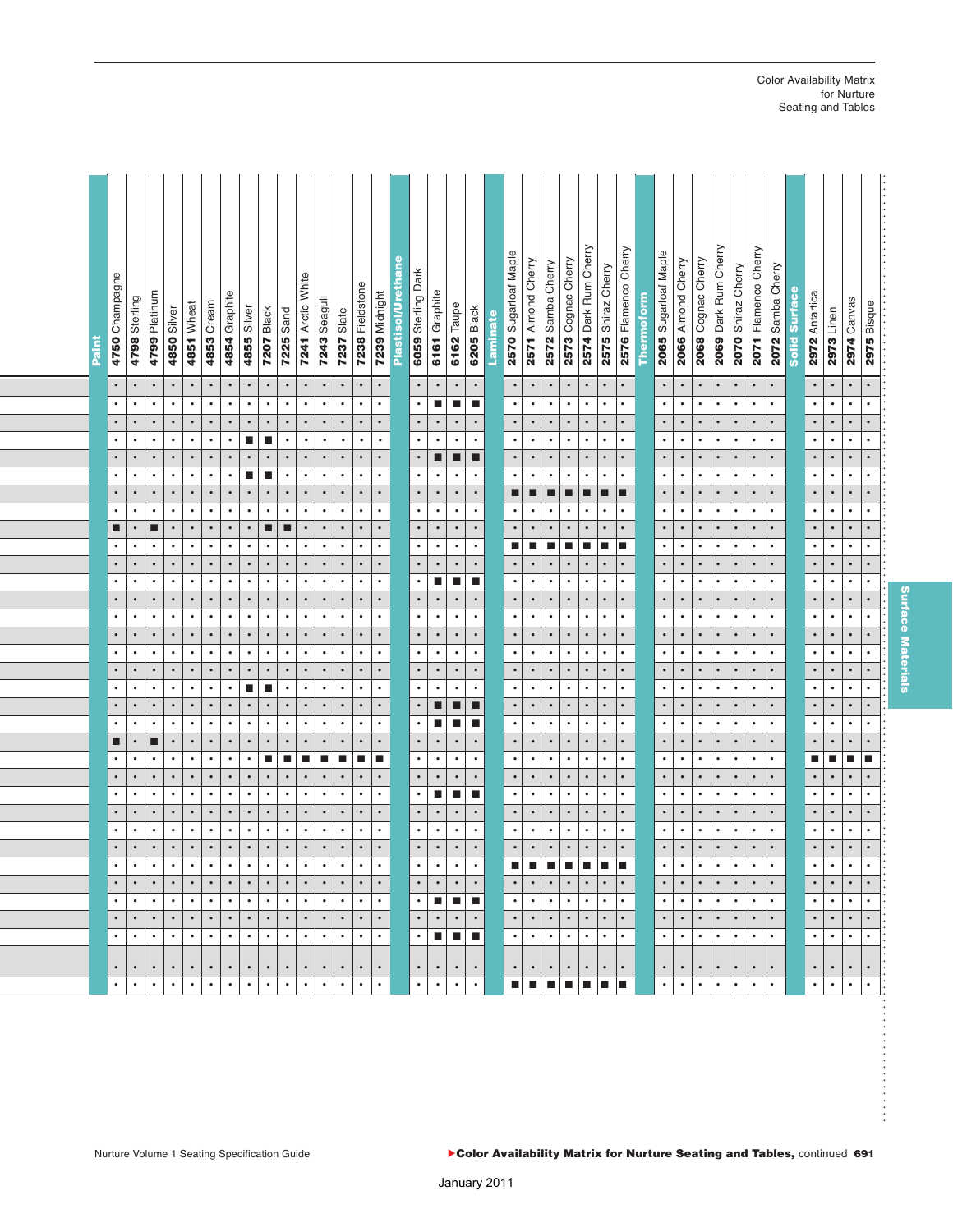| | Paint | 4750 Champagne | 4798 Sterling | 4799 Platinum | 4850 Silver | 4851 Wheat | 4853 Cream | 4854 Graphite | 4855 Silver | 7207 Black | 7225 Sand | 7241 Arctic White | 7243 Seagull | 7237 Slate | 7238 Fieldstone | 7239 Midnight | Plastisol/Urethane | 6059 Sterling Dark | 6161 Graphite | 6162 Taupe | 6205 Black | Laminate | 2570 Sugarloaf Maple | 2571 Almond Cherry | 2572 Samba Cherry | 2573 Cognac Cherry | 2574 Dark Rum Cherry | 2575 Shiraz Cherry | 2576 Flamenco Cherry | Thermoform | 2065 Sugarloaf Maple | 2066 Almond Cherry | 2068 Cognac Cherry | 2069 Dark Rum Cherry | 2070 Shiraz Cherry | 2071 Flamenco Cherry | 2072 Samba Cherry | Solid Surface | 2972 Antartica | 2973 Linen | 2974 Canvas | 2975 Bisque |
|---|---|---|---|---|---|---|---|---|---|---|---|---|---|---|---|---|---|---|---|---|---|---|---|---|---|---|---|---|---|---|---|---|---|---|---|---|---|---|---|---|---|---|
| | | • | • | • | • | • | • | • | • | • | • | • | • | • | • | • | | • | • | • | • | | • | • | • | • | • | • | • | | • | • | • | • | • | • | • | | • | • | • | • |
| | | • | • | • | • | • | • | • | • | • | • | • | • | • | • | • | | • | ■ | ■ | ■ | | • | • | • | • | • | • | • | | • | • | • | • | • | • | • | | • | • | • | • |
| | | • | • | • | • | • | • | • | • | • | • | • | • | • | • | • | | • | • | • | • | | • | • | • | • | • | • | • | | • | • | • | • | • | • | • | | • | • | • | • |
| | | • | • | • | • | • | • | • | ■ | ■ | • | • | • | • | • | • | | • | • | • | • | | • | • | • | • | • | • | • | | • | • | • | • | • | • | • | | • | • | • | • |
| | | • | • | • | • | • | • | • | • | • | • | • | • | • | • | • | | • | ■ | ■ | ■ | | • | • | • | • | • | • | • | | • | • | • | • | • | • | • | | • | • | • | • |
| | | • | • | • | • | • | • | • | ■ | ■ | • | • | • | • | • | • | | • | • | • | • | | • | • | • | • | • | • | • | | • | • | • | • | • | • | • | | • | • | • | • |
| | | • | • | • | • | • | • | • | • | • | • | • | • | • | • | • | | • | • | • | • | | ■ | ■ | ■ | ■ | ■ | ■ | ■ | | • | • | • | • | • | • | • | | • | • | • | • |
| | | • | • | • | • | • | • | • | • | • | • | • | • | • | • | • | | • | • | • | • | | • | • | • | • | • | • | • | | • | • | • | • | • | • | • | | • | • | • | • |
| | | ■ | • | ■ | • | • | • | • | • | ■ | ■ | • | • | • | • | • | | • | • | • | • | | • | • | • | • | • | • | • | | • | • | • | • | • | • | • | | • | • | • | • |
| | | • | • | • | • | • | • | • | • | • | • | • | • | • | • | • | | • | • | • | • | | ■ | ■ | ■ | ■ | ■ | ■ | ■ | | • | • | • | • | • | • | • | | • | • | • | • |
| | | • | • | • | • | • | • | • | • | • | • | • | • | • | • | • | | • | • | • | • | | • | • | • | • | • | • | • | | • | • | • | • | • | • | • | | • | • | • | • |
| | | • | • | • | • | • | • | • | • | • | • | • | • | • | • | • | | • | ■ | ■ | ■ | | • | • | • | • | • | • | • | | • | • | • | • | • | • | • | | • | • | • | • |
| | | • | • | • | • | • | • | • | • | • | • | • | • | • | • | • | | • | • | • | • | | • | • | • | • | • | • | • | | • | • | • | • | • | • | • | | • | • | • | • |
| | | • | • | • | • | • | • | • | • | • | • | • | • | • | • | • | | • | • | • | • | | • | • | • | • | • | • | • | | • | • | • | • | • | • | • | | • | • | • | • |
| | | • | • | • | • | • | • | • | • | • | • | • | • | • | • | • | | • | • | • | • | | • | • | • | • | • | • | • | | • | • | • | • | • | • | • | | • | • | • | • |
| | | • | • | • | • | • | • | • | • | • | • | • | • | • | • | • | | • | • | • | • | | • | • | • | • | • | • | • | | • | • | • | • | • | • | • | | • | • | • | • |
| | | • | • | • | • | • | • | • | • | • | • | • | • | • | • | • | | • | • | • | • | | • | • | • | • | • | • | • | | • | • | • | • | • | • | • | | • | • | • | • |
| | | • | • | • | • | • | • | • | ■ | ■ | • | • | • | • | • | • | | • | • | • | • | | • | • | • | • | • | • | • | | • | • | • | • | • | • | • | | • | • | • | • |
| | | • | • | • | • | • | • | • | • | • | • | • | • | • | • | • | | • | ■ | ■ | ■ | | • | • | • | • | • | • | • | | • | • | • | • | • | • | • | | • | • | • | • |
| | | • | • | • | • | • | • | • | • | • | • | • | • | • | • | • | | • | ■ | ■ | ■ | | • | • | • | • | • | • | • | | • | • | • | • | • | • | • | | • | • | • | • |
| | | ■ | • | ■ | • | • | • | • | • | • | • | • | • | • | • | • | | • | • | • | • | | • | • | • | • | • | • | • | | • | • | • | • | • | • | • | | • | • | • | • |
| | | • | • | • | • | • | • | • | • | ■ | ■ | ■ | ■ | ■ | ■ | ■ | | • | • | • | • | | • | • | • | • | • | • | • | | • | • | • | • | • | • | • | | ■ | ■ | ■ | ■ |
| | | • | • | • | • | • | • | • | • | • | • | • | • | • | • | • | | • | • | • | • | | • | • | • | • | • | • | • | | • | • | • | • | • | • | • | | • | • | • | • |
| | | • | • | • | • | • | • | • | • | • | • | • | • | • | • | • | | • | ■ | ■ | ■ | | • | • | • | • | • | • | • | | • | • | • | • | • | • | • | | • | • | • | • |
| | | • | • | • | • | • | • | • | • | • | • | • | • | • | • | • | | • | • | • | • | | • | • | • | • | • | • | • | | • | • | • | • | • | • | • | | • | • | • | • |
| | | • | • | • | • | • | • | • | • | • | • | • | • | • | • | • | | • | • | • | • | | • | • | • | • | • | • | • | | • | • | • | • | • | • | • | | • | • | • | • |
| | | • | • | • | • | • | • | • | • | • | • | • | • | • | • | • | | • | • | • | • | | • | • | • | • | • | • | • | | • | • | • | • | • | • | • | | • | • | • | • |
| | | • | • | • | • | • | • | • | • | • | • | • | • | • | • | • | | • | • | • | • | | ■ | ■ | ■ | ■ | ■ | ■ | ■ | | • | • | • | • | • | • | • | | • | • | • | • |
| | | • | • | • | • | • | • | • | • | • | • | • | • | • | • | • | | • | • | • | • | | • | • | • | • | • | • | • | | • | • | • | • | • | • | • | | • | • | • | • |
| | | • | • | • | • | • | • | • | • | • | • | • | • | • | • | • | | • | ■ | ■ | ■ | | • | • | • | • | • | • | • | | • | • | • | • | • | • | • | | • | • | • | • |
| | | • | • | • | • | • | • | • | • | • | • | • | • | • | • | • | | • | • | • | • | | • | • | • | • | • | • | • | | • | • | • | • | • | • | • | | • | • | • | • |
| | | • | • | • | • | • | • | • | • | • | • | • | • | • | • | • | | • | ■ | ■ | ■ | | • | • | • | • | • | • | • | | • | • | • | • | • | • | • | | • | • | • | • |
| | | • | • | • | • | • | • | • | • | • | • | • | • | • | • | • | | • | • | • | • | | • | • | • | • | • | • | • | | • | • | • | • | • | • | • | | • | • | • | • |
| | | • | • | • | • | • | • | • | • | • | • | • | • | • | • | • | | • | • | • | • | | ■ | ■ | ■ | ■ | ■ | ■ | ■ | | • | • | • | • | • | • | • | | • | • | • | • |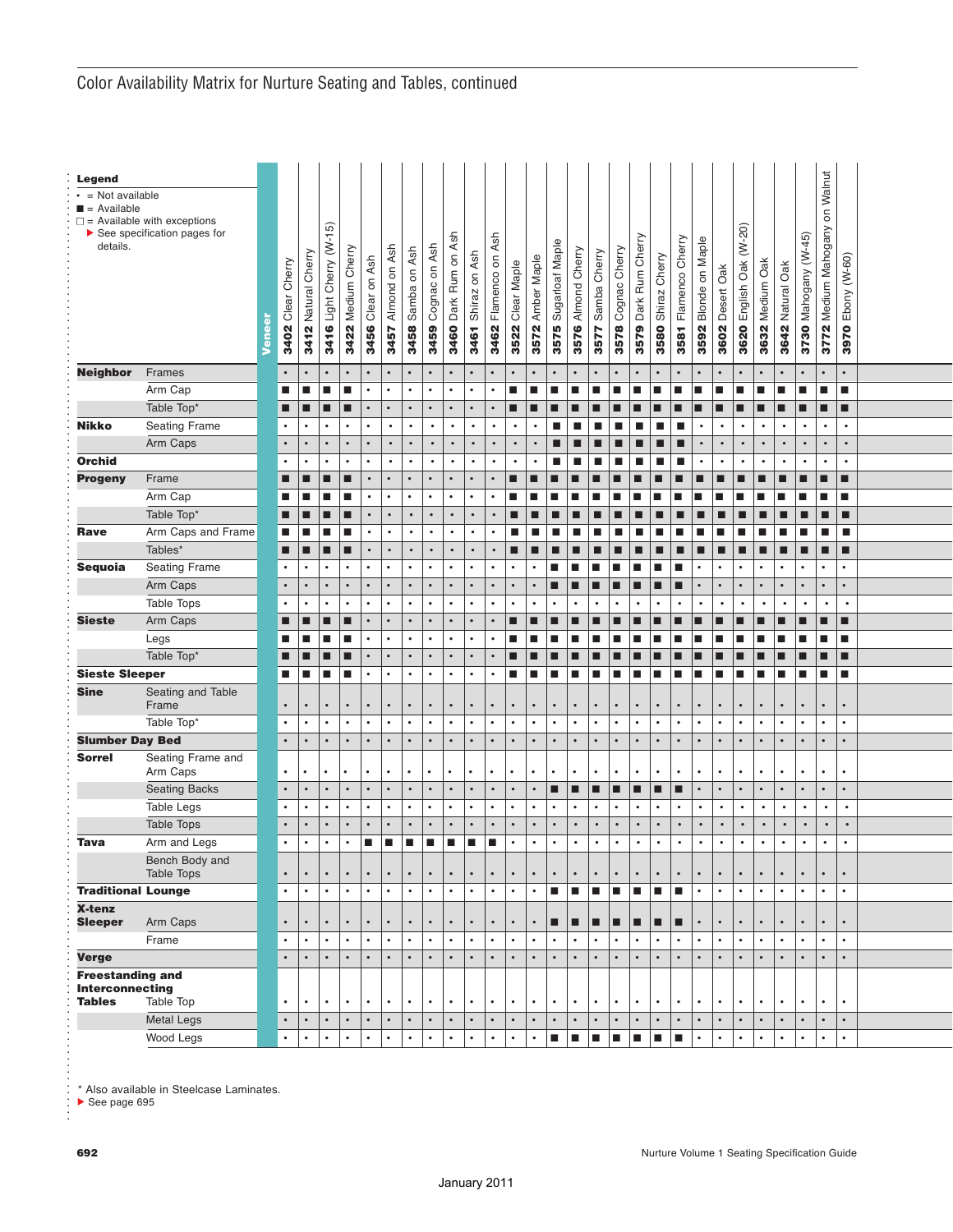# Color Availability Matrix for Nurture Seating and Tables, continued

**Legend**

- • = Not available
- ■ = Available
- □ = Available with exceptions
- ▶ See specification pages for details.

| Product | Component | Veneer: 3402 Clear Cherry | 3412 Natural Cherry | 3416 Light Cherry (W-15) | 3422 Medium Cherry | 3456 Clear on Ash | 3457 Almond on Ash | 3458 Samba on Ash | 3459 Cognac on Ash | 3460 Dark Rum on Ash | 3461 Shiraz on Ash | 3462 Flamenco on Ash | 3522 Clear Maple | 3572 Amber Maple | 3575 Sugarloaf Maple | 3576 Almond Cherry | 3577 Samba Cherry | 3578 Cognac Cherry | 3579 Dark Rum Cherry | 3580 Shiraz Cherry | 3581 Flamenco Cherry | 3592 Blonde on Maple | 3602 Desert Oak | 3620 English Oak (W-20) | 3632 Medium Oak | 3642 Natural Oak | 3730 Mahogany (W-45) | 3772 Medium Mahogany on Walnut | 3970 Ebony (W-60) |
|---|---|---|---|---|---|---|---|---|---|---|---|---|---|---|---|---|---|---|---|---|---|---|---|---|---|---|---|---|---|
| **Neighbor** | Frames | • | • | • | • | • | • | • | • | • | • | • | • | • | • | • | • | • | • | • | • | • | • | • | • | • | • | • | • |
| | Arm Cap | ■ | ■ | ■ | ■ | • | • | • | • | • | • | • | ■ | ■ | ■ | ■ | ■ | ■ | ■ | ■ | ■ | ■ | ■ | ■ | ■ | ■ | ■ | ■ | ■ |
| | Table Top* | ■ | ■ | ■ | ■ | • | • | • | • | • | • | • | ■ | ■ | ■ | ■ | ■ | ■ | ■ | ■ | ■ | ■ | ■ | ■ | ■ | ■ | ■ | ■ | ■ |
| **Nikko** | Seating Frame | • | • | • | • | • | • | • | • | • | • | • | • | • | ■ | ■ | ■ | ■ | ■ | ■ | ■ | • | • | • | • | • | • | • | • |
| | Arm Caps | • | • | • | • | • | • | • | • | • | • | • | • | • | ■ | ■ | ■ | ■ | ■ | ■ | ■ | • | • | • | • | • | • | • | • |
| **Orchid** | | • | • | • | • | • | • | • | • | • | • | • | • | • | ■ | ■ | ■ | ■ | ■ | ■ | ■ | • | • | • | • | • | • | • | • |
| **Progeny** | Frame | ■ | ■ | ■ | ■ | • | • | • | • | • | • | • | ■ | ■ | ■ | ■ | ■ | ■ | ■ | ■ | ■ | ■ | ■ | ■ | ■ | ■ | ■ | ■ | ■ |
| | Arm Cap | ■ | ■ | ■ | ■ | • | • | • | • | • | • | • | ■ | ■ | ■ | ■ | ■ | ■ | ■ | ■ | ■ | ■ | ■ | ■ | ■ | ■ | ■ | ■ | ■ |
| | Table Top* | ■ | ■ | ■ | ■ | • | • | • | • | • | • | • | ■ | ■ | ■ | ■ | ■ | ■ | ■ | ■ | ■ | ■ | ■ | ■ | ■ | ■ | ■ | ■ | ■ |
| **Rave** | Arm Caps and Frame | ■ | ■ | ■ | ■ | • | • | • | • | • | • | • | ■ | ■ | ■ | ■ | ■ | ■ | ■ | ■ | ■ | ■ | ■ | ■ | ■ | ■ | ■ | ■ | ■ |
| | Tables* | ■ | ■ | ■ | ■ | • | • | • | • | • | • | • | ■ | ■ | ■ | ■ | ■ | ■ | ■ | ■ | ■ | ■ | ■ | ■ | ■ | ■ | ■ | ■ | ■ |
| **Sequoia** | Seating Frame | • | • | • | • | • | • | • | • | • | • | • | • | • | ■ | ■ | ■ | ■ | ■ | ■ | ■ | • | • | • | • | • | • | • | • |
| | Arm Caps | • | • | • | • | • | • | • | • | • | • | • | • | • | ■ | ■ | ■ | ■ | ■ | ■ | ■ | • | • | • | • | • | • | • | • |
| | Table Tops | • | • | • | • | • | • | • | • | • | • | • | • | • | • | • | • | • | • | • | • | • | • | • | • | • | • | • | • |
| **Sieste** | Arm Caps | ■ | ■ | ■ | ■ | • | • | • | • | • | • | • | ■ | ■ | ■ | ■ | ■ | ■ | ■ | ■ | ■ | ■ | ■ | ■ | ■ | ■ | ■ | ■ | ■ |
| | Legs | ■ | ■ | ■ | ■ | • | • | • | • | • | • | • | ■ | ■ | ■ | ■ | ■ | ■ | ■ | ■ | ■ | ■ | ■ | ■ | ■ | ■ | ■ | ■ | ■ |
| | Table Top* | ■ | ■ | ■ | ■ | • | • | • | • | • | • | • | ■ | ■ | ■ | ■ | ■ | ■ | ■ | ■ | ■ | ■ | ■ | ■ | ■ | ■ | ■ | ■ | ■ |
| **Sieste Sleeper** | | ■ | ■ | ■ | ■ | • | • | • | • | • | • | • | ■ | ■ | ■ | ■ | ■ | ■ | ■ | ■ | ■ | ■ | ■ | ■ | ■ | ■ | ■ | ■ | ■ |
| **Sine** | Seating and Table Frame | • | • | • | • | • | • | • | • | • | • | • | • | • | • | • | • | • | • | • | • | • | • | • | • | • | • | • | • |
| | Table Top* | • | • | • | • | • | • | • | • | • | • | • | • | • | • | • | • | • | • | • | • | • | • | • | • | • | • | • | • |
| **Slumber Day Bed** | | • | • | • | • | • | • | • | • | • | • | • | • | • | • | • | • | • | • | • | • | • | • | • | • | • | • | • | • |
| **Sorrel** | Seating Frame and Arm Caps | • | • | • | • | • | • | • | • | • | • | • | • | • | • | • | • | • | • | • | • | • | • | • | • | • | • | • | • |
| | Seating Backs | • | • | • | • | • | • | • | • | • | • | • | • | • | ■ | ■ | ■ | ■ | ■ | ■ | ■ | • | • | • | • | • | • | • | • |
| | Table Legs | • | • | • | • | • | • | • | • | • | • | • | • | • | • | • | • | • | • | • | • | • | • | • | • | • | • | • | • |
| | Table Tops | • | • | • | • | • | • | • | • | • | • | • | • | • | • | • | • | • | • | • | • | • | • | • | • | • | • | • | • |
| **Tava** | Arm and Legs | • | • | • | • | ■ | ■ | ■ | ■ | ■ | ■ | ■ | • | • | • | • | • | • | • | • | • | • | • | • | • | • | • | • | • |
| | Bench Body and Table Tops | • | • | • | • | • | • | • | • | • | • | • | • | • | • | • | • | • | • | • | • | • | • | • | • | • | • | • | • |
| **Traditional Lounge** | | • | • | • | • | • | • | • | • | • | • | • | • | • | ■ | ■ | ■ | ■ | ■ | ■ | ■ | • | • | • | • | • | • | • | • |
| **X-tenz Sleeper** | Arm Caps | • | • | • | • | • | • | • | • | • | • | • | • | • | ■ | ■ | ■ | ■ | ■ | ■ | ■ | • | • | • | • | • | • | • | • |
| | Frame | • | • | • | • | • | • | • | • | • | • | • | • | • | • | • | • | • | • | • | • | • | • | • | • | • | • | • | • |
| **Verge** | | • | • | • | • | • | • | • | • | • | • | • | • | • | • | • | • | • | • | • | • | • | • | • | • | • | • | • | • |
| **Freestanding and Interconnecting Tables** | Table Top | • | • | • | • | • | • | • | • | • | • | • | • | • | • | • | • | • | • | • | • | • | • | • | • | • | • | • | • |
| | Metal Legs | • | • | • | • | • | • | • | • | • | • | • | • | • | • | • | • | • | • | • | • | • | • | • | • | • | • | • | • |
| | Wood Legs | • | • | • | • | • | • | • | • | • | • | • | • | • | ■ | ■ | ■ | ■ | ■ | ■ | ■ | • | • | • | • | • | • | • | • |

\* Also available in Steelcase Laminates.

▶ See page 695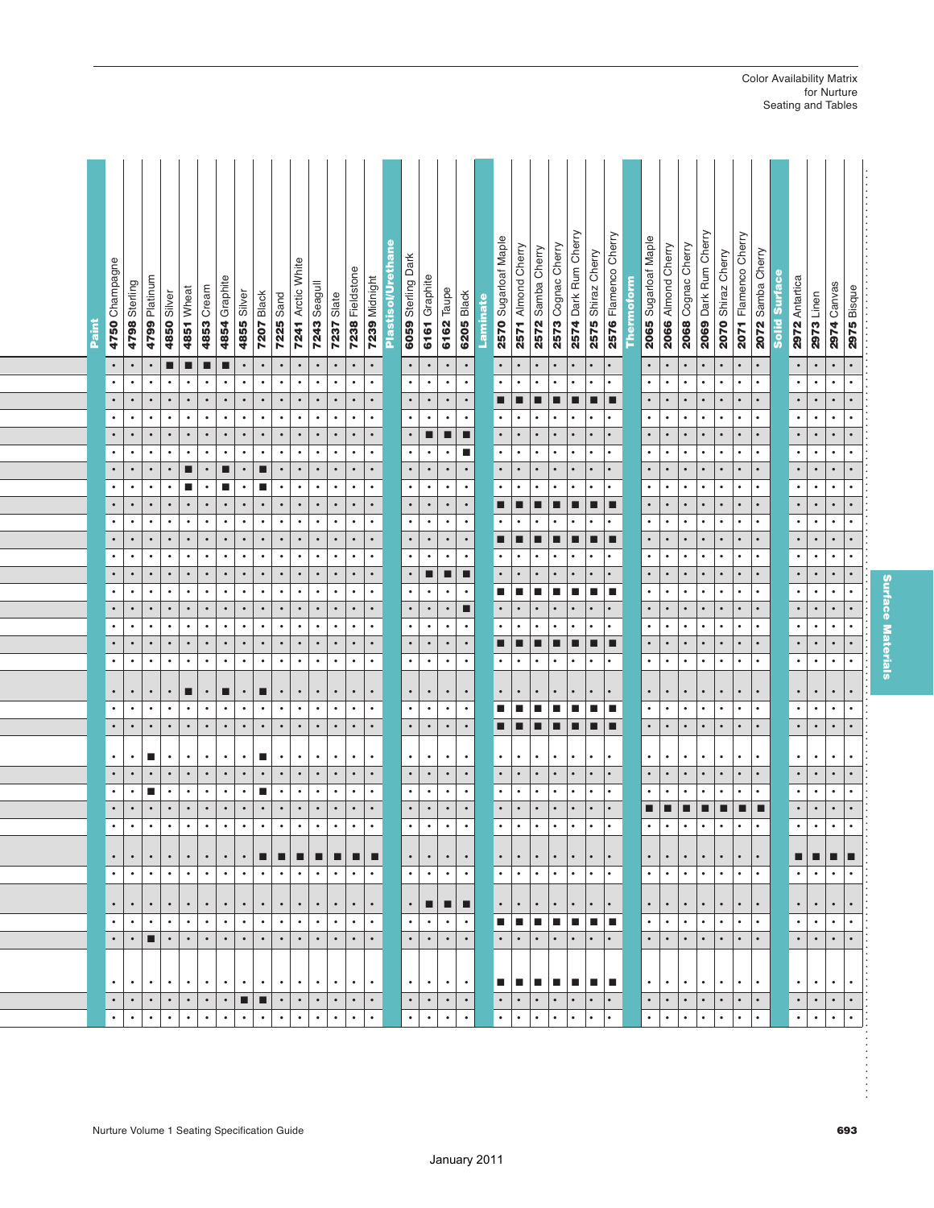Color Availability Matrix
for Nurture
Seating and Tables

| | Paint | | | | | | | | | | | | | | | Plastisol/Urethane | | | | Laminate | | | | | | | Thermoform | | | | | | | Solid Surface | | | |
|---|---|---|---|---|---|---|---|---|---|---|---|---|---|---|---|---|---|---|---|---|---|---|---|---|---|---|---|---|---|---|---|---|---|---|---|---|---|
| | 4750 Champagne | 4798 Sterling | 4799 Platinum | 4850 Silver | 4851 Wheat | 4853 Cream | 4854 Graphite | 4855 Silver | 7207 Black | 7225 Sand | 7241 Arctic White | 7243 Seagull | 7237 Slate | 7238 Fieldstone | 7239 Midnight | 6059 Sterling Dark | 6161 Graphite | 6162 Taupe | 6205 Black | 2570 Sugarloaf Maple | 2571 Almond Cherry | 2572 Samba Cherry | 2573 Cognac Cherry | 2574 Dark Rum Cherry | 2575 Shiraz Cherry | 2576 Flamenco Cherry | 2065 Sugarloaf Maple | 2066 Almond Cherry | 2068 Cognac Cherry | 2069 Dark Rum Cherry | 2070 Shiraz Cherry | 2071 Flamenco Cherry | 2072 Samba Cherry | 2972 Antartica | 2973 Linen | 2974 Canvas | 2975 Bisque |
| | • | • | • | ■ | ■ | ■ | ■ | • | • | • | • | • | • | • | • | • | • | • | • | • | • | • | • | • | • | • | • | • | • | • | • | • | • | • | • | • | • |
| | • | • | • | • | • | • | • | • | • | • | • | • | • | • | • | • | • | • | • | • | • | • | • | • | • | • | • | • | • | • | • | • | • | • | • | • | • |
| | • | • | • | • | • | • | • | • | • | • | • | • | • | • | • | • | • | • | • | ■ | ■ | ■ | ■ | ■ | ■ | ■ | • | • | • | • | • | • | • | • | • | • | • |
| | • | • | • | • | • | • | • | • | • | • | • | • | • | • | • | • | • | • | • | • | • | • | • | • | • | • | • | • | • | • | • | • | • | • | • | • | • |
| | • | • | • | • | • | • | • | • | • | • | • | • | • | • | • | • | ■ | ■ | ■ | • | • | • | • | • | • | • | • | • | • | • | • | • | • | • | • | • | • |
| | • | • | • | • | • | • | • | • | • | • | • | • | • | • | • | • | • | • | ■ | • | • | • | • | • | • | • | • | • | • | • | • | • | • | • | • | • | • |
| | • | • | • | • | ■ | • | ■ | • | ■ | • | • | • | • | • | • | • | • | • | • | • | • | • | • | • | • | • | • | • | • | • | • | • | • | • | • | • | • |
| | • | • | • | • | ■ | • | ■ | • | ■ | • | • | • | • | • | • | • | • | • | • | • | • | • | • | • | • | • | • | • | • | • | • | • | • | • | • | • | • |
| | • | • | • | • | • | • | • | • | • | • | • | • | • | • | • | • | • | • | • | ■ | ■ | ■ | ■ | ■ | ■ | ■ | • | • | • | • | • | • | • | • | • | • | • |
| | • | • | • | • | • | • | • | • | • | • | • | • | • | • | • | • | • | • | • | • | • | • | • | • | • | • | • | • | • | • | • | • | • | • | • | • | • |
| | • | • | • | • | • | • | • | • | • | • | • | • | • | • | • | • | • | • | • | ■ | ■ | ■ | ■ | ■ | ■ | ■ | • | • | • | • | • | • | • | • | • | • | • |
| | • | • | • | • | • | • | • | • | • | • | • | • | • | • | • | • | • | • | • | • | • | • | • | • | • | • | • | • | • | • | • | • | • | • | • | • | • |
| | • | • | • | • | • | • | • | • | • | • | • | • | • | • | • | • | ■ | ■ | ■ | • | • | • | • | • | • | • | • | • | • | • | • | • | • | • | • | • | • |
| | • | • | • | • | • | • | • | • | • | • | • | • | • | • | • | • | • | • | • | ■ | ■ | ■ | ■ | ■ | ■ | ■ | • | • | • | • | • | • | • | • | • | • | • |
| | • | • | • | • | • | • | • | • | • | • | • | • | • | • | • | • | • | • | ■ | • | • | • | • | • | • | • | • | • | • | • | • | • | • | • | • | • | • |
| | • | • | • | • | • | • | • | • | • | • | • | • | • | • | • | • | • | • | • | • | • | • | • | • | • | • | • | • | • | • | • | • | • | • | • | • | • |
| | • | • | • | • | • | • | • | • | • | • | • | • | • | • | • | • | • | • | • | ■ | ■ | ■ | ■ | ■ | ■ | ■ | • | • | • | • | • | • | • | • | • | • | • |
| | • | • | • | • | • | • | • | • | • | • | • | • | • | • | • | • | • | • | • | • | • | • | • | • | • | • | • | • | • | • | • | • | • | • | • | • | • |
| | • | • | • | • | ■ | • | ■ | • | ■ | • | • | • | • | • | • | • | • | • | • | • | • | • | • | • | • | • | • | • | • | • | • | • | • | • | • | • | • |
| | • | • | • | • | • | • | • | • | • | • | • | • | • | • | • | • | • | • | • | ■ | ■ | ■ | ■ | ■ | ■ | ■ | • | • | • | • | • | • | • | • | • | • | • |
| | • | • | • | • | • | • | • | • | • | • | • | • | • | • | • | • | • | • | • | ■ | ■ | ■ | ■ | ■ | ■ | ■ | • | • | • | • | • | • | • | • | • | • | • |
| | • | • | ■ | • | • | • | • | • | ■ | • | • | • | • | • | • | • | • | • | • | • | • | • | • | • | • | • | • | • | • | • | • | • | • | • | • | • | • |
| | • | • | • | • | • | • | • | • | • | • | • | • | • | • | • | • | • | • | • | • | • | • | • | • | • | • | • | • | • | • | • | • | • | • | • | • | • |
| | • | • | ■ | • | • | • | • | • | ■ | • | • | • | • | • | • | • | • | • | • | • | • | • | • | • | • | • | • | • | • | • | • | • | • | • | • | • | • |
| | • | • | • | • | • | • | • | • | • | • | • | • | • | • | • | • | • | • | • | • | • | • | • | • | • | • | ■ | ■ | ■ | ■ | ■ | ■ | ■ | • | • | • | • |
| | • | • | • | • | • | • | • | • | • | • | • | • | • | • | • | • | • | • | • | • | • | • | • | • | • | • | • | • | • | • | • | • | • | • | • | • | • |
| | • | • | • | • | • | • | • | • | ■ | ■ | ■ | ■ | ■ | ■ | ■ | • | • | • | • | • | • | • | • | • | • | • | • | • | • | • | • | • | • | ■ | ■ | ■ | ■ |
| | • | • | • | • | • | • | • | • | • | • | • | • | • | • | • | • | • | • | • | • | • | • | • | • | • | • | • | • | • | • | • | • | • | • | • | • | • |
| | • | • | • | • | • | • | • | • | • | • | • | • | • | • | • | • | ■ | ■ | ■ | • | • | • | • | • | • | • | • | • | • | • | • | • | • | • | • | • | • |
| | • | • | • | • | • | • | • | • | • | • | • | • | • | • | • | • | • | • | • | ■ | ■ | ■ | ■ | ■ | ■ | ■ | • | • | • | • | • | • | • | • | • | • | • |
| | • | • | ■ | • | • | • | • | • | • | • | • | • | • | • | • | • | • | • | • | • | • | • | • | • | • | • | • | • | • | • | • | • | • | • | • | • | • |
| | • | • | • | • | • | • | • | • | • | • | • | • | • | • | • | • | • | • | • | ■ | ■ | ■ | ■ | ■ | ■ | ■ | • | • | • | • | • | • | • | • | • | • | • |
| | • | • | • | • | • | • | • | ■ | ■ | • | • | • | • | • | • | • | • | • | • | • | • | • | • | • | • | • | • | • | • | • | • | • | • | • | • | • | • |
| | • | • | • | • | • | • | • | • | • | • | • | • | • | • | • | • | • | • | • | • | • | • | • | • | • | • | • | • | • | • | • | • | • | • | • | • | • |

Surface Materials

January 2011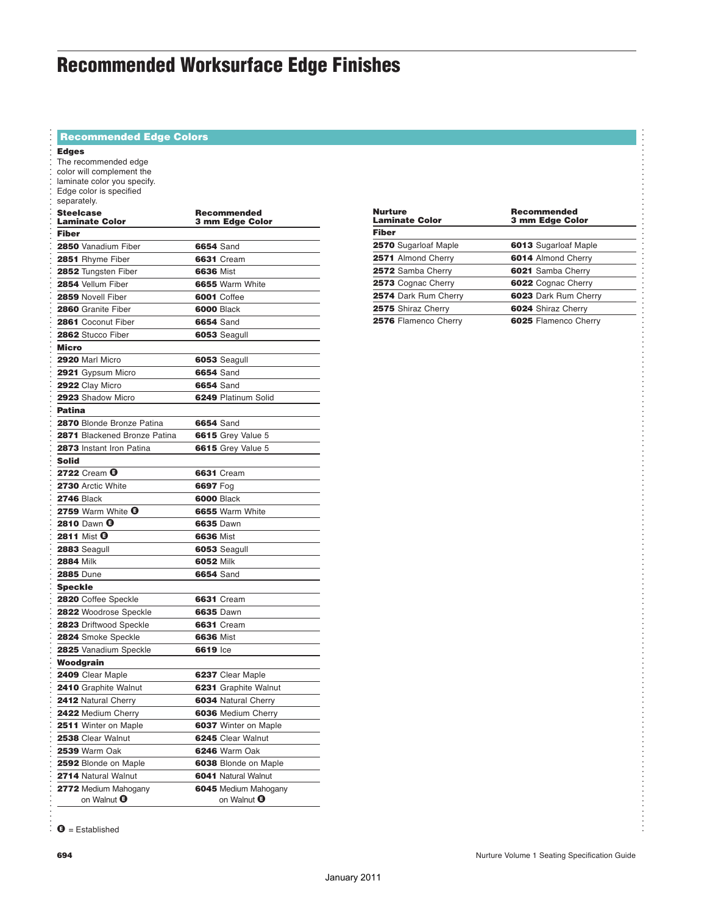# Recommended Worksurface Edge Finishes

## Recommended Edge Colors

**Edges**

The recommended edge color will complement the laminate color you specify. Edge color is specified separately.

| Steelcase Laminate Color | Recommended 3 mm Edge Color |
|---|---|
| **Fiber** | |
| **2850** Vanadium Fiber | **6654** Sand |
| **2851** Rhyme Fiber | **6631** Cream |
| **2852** Tungsten Fiber | **6636** Mist |
| **2854** Vellum Fiber | **6655** Warm White |
| **2859** Novell Fiber | **6001** Coffee |
| **2860** Granite Fiber | **6000** Black |
| **2861** Coconut Fiber | **6654** Sand |
| **2862** Stucco Fiber | **6053** Seagull |
| **Micro** | |
| **2920** Marl Micro | **6053** Seagull |
| **2921** Gypsum Micro | **6654** Sand |
| **2922** Clay Micro | **6654** Sand |
| **2923** Shadow Micro | **6249** Platinum Solid |
| **Patina** | |
| **2870** Blonde Bronze Patina | **6654** Sand |
| **2871** Blackened Bronze Patina | **6615** Grey Value 5 |
| **2873** Instant Iron Patina | **6615** Grey Value 5 |
| **Solid** | |
| **2722** Cream (E) | **6631** Cream |
| **2730** Arctic White | **6697** Fog |
| **2746** Black | **6000** Black |
| **2759** Warm White (E) | **6655** Warm White |
| **2810** Dawn (E) | **6635** Dawn |
| **2811** Mist (E) | **6636** Mist |
| **2883** Seagull | **6053** Seagull |
| **2884** Milk | **6052** Milk |
| **2885** Dune | **6654** Sand |
| **Speckle** | |
| **2820** Coffee Speckle | **6631** Cream |
| **2822** Woodrose Speckle | **6635** Dawn |
| **2823** Driftwood Speckle | **6631** Cream |
| **2824** Smoke Speckle | **6636** Mist |
| **2825** Vanadium Speckle | **6619** Ice |
| **Woodgrain** | |
| **2409** Clear Maple | **6237** Clear Maple |
| **2410** Graphite Walnut | **6231** Graphite Walnut |
| **2412** Natural Cherry | **6034** Natural Cherry |
| **2422** Medium Cherry | **6036** Medium Cherry |
| **2511** Winter on Maple | **6037** Winter on Maple |
| **2538** Clear Walnut | **6245** Clear Walnut |
| **2539** Warm Oak | **6246** Warm Oak |
| **2592** Blonde on Maple | **6038** Blonde on Maple |
| **2714** Natural Walnut | **6041** Natural Walnut |
| **2772** Medium Mahogany on Walnut (E) | **6045** Medium Mahogany on Walnut (E) |

| Nurture Laminate Color | Recommended 3 mm Edge Color |
|---|---|
| **Fiber** | |
| **2570** Sugarloaf Maple | **6013** Sugarloaf Maple |
| **2571** Almond Cherry | **6014** Almond Cherry |
| **2572** Samba Cherry | **6021** Samba Cherry |
| **2573** Cognac Cherry | **6022** Cognac Cherry |
| **2574** Dark Rum Cherry | **6023** Dark Rum Cherry |
| **2575** Shiraz Cherry | **6024** Shiraz Cherry |
| **2576** Flamenco Cherry | **6025** Flamenco Cherry |

(E) = Established

January 2011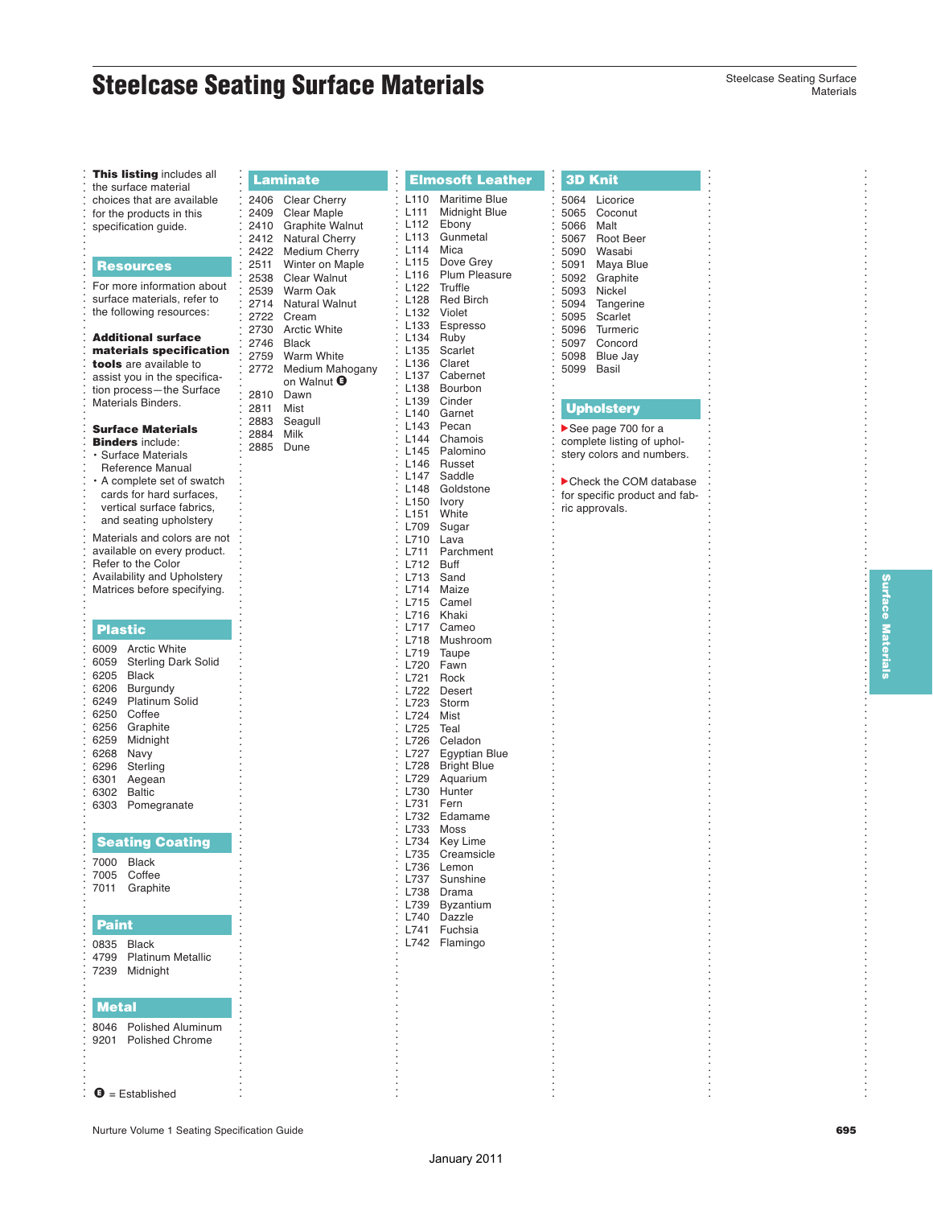# Steelcase Seating Surface Materials

**This listing** includes all the surface material choices that are available for the products in this specification guide.

## Resources

For more information about surface materials, refer to the following resources:

**Additional surface materials specification tools** are available to assist you in the specification process—the Surface Materials Binders.

**Surface Materials Binders** include:

- Surface Materials Reference Manual
- A complete set of swatch cards for hard surfaces, vertical surface fabrics, and seating upholstery

Materials and colors are not available on every product. Refer to the Color Availability and Upholstery Matrices before specifying.

## Plastic

| Code | Name |
|---|---|
| 6009 | Arctic White |
| 6059 | Sterling Dark Solid |
| 6205 | Black |
| 6206 | Burgundy |
| 6249 | Platinum Solid |
| 6250 | Coffee |
| 6256 | Graphite |
| 6259 | Midnight |
| 6268 | Navy |
| 6296 | Sterling |
| 6301 | Aegean |
| 6302 | Baltic |
| 6303 | Pomegranate |

## Seating Coating

| Code | Name |
|---|---|
| 7000 | Black |
| 7005 | Coffee |
| 7011 | Graphite |

## Paint

| Code | Name |
|---|---|
| 0835 | Black |
| 4799 | Platinum Metallic |
| 7239 | Midnight |

## Metal

| Code | Name |
|---|---|
| 8046 | Polished Aluminum |
| 9201 | Polished Chrome |

E = Established

## Laminate

| Code | Name |
|---|---|
| 2406 | Clear Cherry |
| 2409 | Clear Maple |
| 2410 | Graphite Walnut |
| 2412 | Natural Cherry |
| 2422 | Medium Cherry |
| 2511 | Winter on Maple |
| 2538 | Clear Walnut |
| 2539 | Warm Oak |
| 2714 | Natural Walnut |
| 2722 | Cream |
| 2730 | Arctic White |
| 2746 | Black |
| 2759 | Warm White |
| 2772 | Medium Mahogany on Walnut E |
| 2810 | Dawn |
| 2811 | Mist |
| 2883 | Seagull |
| 2884 | Milk |
| 2885 | Dune |

## Elmosoft Leather

| Code | Name |
|---|---|
| L110 | Maritime Blue |
| L111 | Midnight Blue |
| L112 | Ebony |
| L113 | Gunmetal |
| L114 | Mica |
| L115 | Dove Grey |
| L116 | Plum Pleasure |
| L122 | Truffle |
| L128 | Red Birch |
| L132 | Violet |
| L133 | Espresso |
| L134 | Ruby |
| L135 | Scarlet |
| L136 | Claret |
| L137 | Cabernet |
| L138 | Bourbon |
| L139 | Cinder |
| L140 | Garnet |
| L143 | Pecan |
| L144 | Chamois |
| L145 | Palomino |
| L146 | Russet |
| L147 | Saddle |
| L148 | Goldstone |
| L150 | Ivory |
| L151 | White |
| L709 | Sugar |
| L710 | Lava |
| L711 | Parchment |
| L712 | Buff |
| L713 | Sand |
| L714 | Maize |
| L715 | Camel |
| L716 | Khaki |
| L717 | Cameo |
| L718 | Mushroom |
| L719 | Taupe |
| L720 | Fawn |
| L721 | Rock |
| L722 | Desert |
| L723 | Storm |
| L724 | Mist |
| L725 | Teal |
| L726 | Celadon |
| L727 | Egyptian Blue |
| L728 | Bright Blue |
| L729 | Aquarium |
| L730 | Hunter |
| L731 | Fern |
| L732 | Edamame |
| L733 | Moss |
| L734 | Key Lime |
| L735 | Creamsicle |
| L736 | Lemon |
| L737 | Sunshine |
| L738 | Drama |
| L739 | Byzantium |
| L740 | Dazzle |
| L741 | Fuchsia |
| L742 | Flamingo |

## 3D Knit

| Code | Name |
|---|---|
| 5064 | Licorice |
| 5065 | Coconut |
| 5066 | Malt |
| 5067 | Root Beer |
| 5090 | Wasabi |
| 5091 | Maya Blue |
| 5092 | Graphite |
| 5093 | Nickel |
| 5094 | Tangerine |
| 5095 | Scarlet |
| 5096 | Turmeric |
| 5097 | Concord |
| 5098 | Blue Jay |
| 5099 | Basil |

## Upholstery

▶See page 700 for a complete listing of upholstery colors and numbers.

▶Check the COM database for specific product and fabric approvals.

January 2011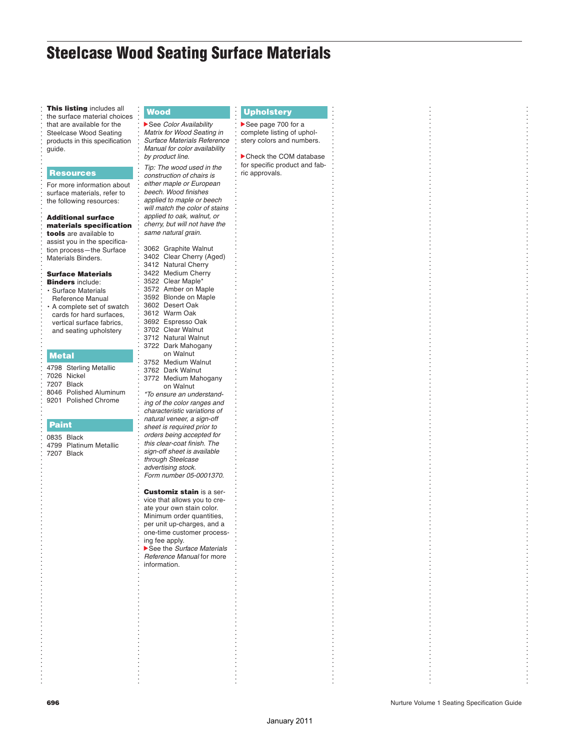# Steelcase Wood Seating Surface Materials

**This listing** includes all the surface material choices that are available for the Steelcase Wood Seating products in this specification guide.

## Resources

For more information about surface materials, refer to the following resources:

**Additional surface materials specification tools** are available to assist you in the specification process—the Surface Materials Binders.

**Surface Materials Binders** include:

- Surface Materials Reference Manual
- A complete set of swatch cards for hard surfaces, vertical surface fabrics, and seating upholstery

## Metal

4798 Sterling Metallic
7026 Nickel
7207 Black
8046 Polished Aluminum
9201 Polished Chrome

## Paint

0835 Black
4799 Platinum Metallic
7207 Black

## Wood

▶See *Color Availability Matrix for Wood Seating in Surface Materials Reference Manual for color availability by product line.*

*Tip: The wood used in the construction of chairs is either maple or European beech. Wood finishes applied to maple or beech will match the color of stains applied to oak, walnut, or cherry, but will not have the same natural grain.*

3062 Graphite Walnut
3402 Clear Cherry (Aged)
3412 Natural Cherry
3422 Medium Cherry
3522 Clear Maple*
3572 Amber on Maple
3592 Blonde on Maple
3602 Desert Oak
3612 Warm Oak
3692 Espresso Oak
3702 Clear Walnut
3712 Natural Walnut
3722 Dark Mahogany on Walnut
3752 Medium Walnut
3762 Dark Walnut
3772 Medium Mahogany on Walnut

*\*To ensure an understanding of the color ranges and characteristic variations of natural veneer, a sign-off sheet is required prior to orders being accepted for this clear-coat finish. The sign-off sheet is available through Steelcase advertising stock. Form number 05-0001370.*

**Customiz stain** is a service that allows you to create your own stain color. Minimum order quantities, per unit up-charges, and a one-time customer processing fee apply.
▶See the *Surface Materials Reference Manual* for more information.

## Upholstery

▶See page 700 for a complete listing of upholstery colors and numbers.

▶Check the COM database for specific product and fabric approvals.

January 2011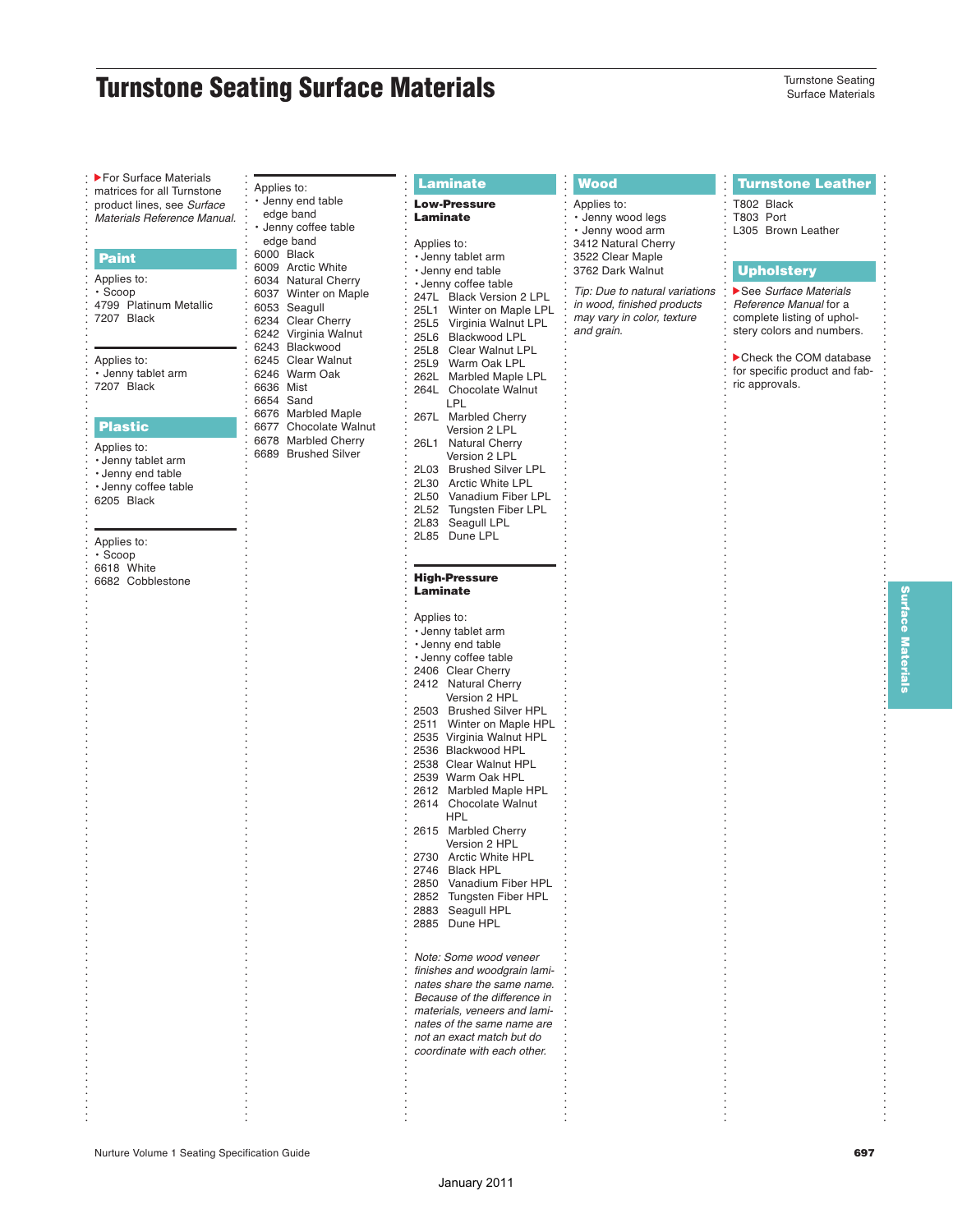# Turnstone Seating Surface Materials

▶For Surface Materials matrices for all Turnstone product lines, see *Surface Materials Reference Manual.*

## Paint

Applies to:
- Scoop

4799 Platinum Metallic
7207 Black

Applies to:
- Jenny tablet arm

7207 Black

## Plastic

Applies to:
- Jenny tablet arm
- Jenny end table
- Jenny coffee table

6205 Black

Applies to:
- Scoop

6618 White
6682 Cobblestone

Applies to:
- Jenny end table edge band
- Jenny coffee table edge band

6000 Black
6009 Arctic White
6034 Natural Cherry
6037 Winter on Maple
6053 Seagull
6234 Clear Cherry
6242 Virginia Walnut
6243 Blackwood
6245 Clear Walnut
6246 Warm Oak
6636 Mist
6654 Sand
6676 Marbled Maple
6677 Chocolate Walnut
6678 Marbled Cherry
6689 Brushed Silver

## Laminate

**Low-Pressure Laminate**

Applies to:
- Jenny tablet arm
- Jenny end table
- Jenny coffee table

247L Black Version 2 LPL
25L1 Winter on Maple LPL
25L5 Virginia Walnut LPL
25L6 Blackwood LPL
25L8 Clear Walnut LPL
25L9 Warm Oak LPL
262L Marbled Maple LPL
264L Chocolate Walnut LPL
267L Marbled Cherry Version 2 LPL
26L1 Natural Cherry Version 2 LPL
2L03 Brushed Silver LPL
2L30 Arctic White LPL
2L50 Vanadium Fiber LPL
2L52 Tungsten Fiber LPL
2L83 Seagull LPL
2L85 Dune LPL

**High-Pressure Laminate**

Applies to:
- Jenny tablet arm
- Jenny end table
- Jenny coffee table

2406 Clear Cherry
2412 Natural Cherry Version 2 HPL
2503 Brushed Silver HPL
2511 Winter on Maple HPL
2535 Virginia Walnut HPL
2536 Blackwood HPL
2538 Clear Walnut HPL
2539 Warm Oak HPL
2612 Marbled Maple HPL
2614 Chocolate Walnut HPL
2615 Marbled Cherry Version 2 HPL
2730 Arctic White HPL
2746 Black HPL
2850 Vanadium Fiber HPL
2852 Tungsten Fiber HPL
2883 Seagull HPL
2885 Dune HPL

*Note: Some wood veneer finishes and woodgrain laminates share the same name. Because of the difference in materials, veneers and laminates of the same name are not an exact match but do coordinate with each other.*

## Wood

Applies to:
- Jenny wood legs
- Jenny wood arm

3412 Natural Cherry
3522 Clear Maple
3762 Dark Walnut

*Tip: Due to natural variations in wood, finished products may vary in color, texture and grain.*

## Turnstone Leather

T802 Black
T803 Port
L305 Brown Leather

## Upholstery

▶See *Surface Materials Reference Manual* for a complete listing of upholstery colors and numbers.

▶Check the COM database for specific product and fabric approvals.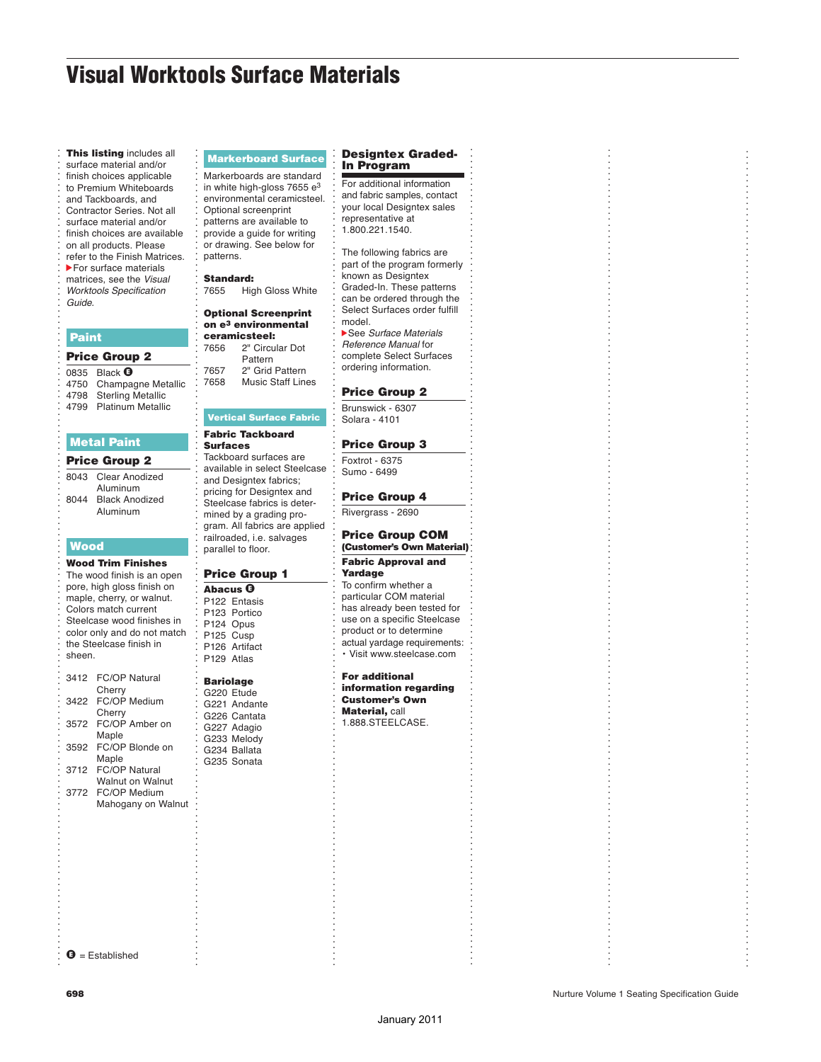# Visual Worktools Surface Materials

**This listing** includes all surface material and/or finish choices applicable to Premium Whiteboards and Tackboards, and Contractor Series. Not all surface material and/or finish choices are available on all products. Please refer to the Finish Matrices.
▶For surface materials matrices, see the *Visual Worktools Specification Guide.*

## Paint

### Price Group 2

- 0835 Black Ⓔ
- 4750 Champagne Metallic
- 4798 Sterling Metallic
- 4799 Platinum Metallic

## Metal Paint

### Price Group 2

- 8043 Clear Anodized Aluminum
- 8044 Black Anodized Aluminum

## Wood

**Wood Trim Finishes**
The wood finish is an open pore, high gloss finish on maple, cherry, or walnut. Colors match current Steelcase wood finishes in color only and do not match the Steelcase finish in sheen.

- 3412 FC/OP Natural Cherry
- 3422 FC/OP Medium Cherry
- 3572 FC/OP Amber on Maple
- 3592 FC/OP Blonde on Maple
- 3712 FC/OP Natural Walnut on Walnut
- 3772 FC/OP Medium Mahogany on Walnut

Ⓔ = Established

## Markerboard Surface

Markerboards are standard in white high-gloss 7655 e³ environmental ceramicsteel. Optional screenprint patterns are available to provide a guide for writing or drawing. See below for patterns.

**Standard:**
- 7655 High Gloss White

**Optional Screenprint on e³ environmental ceramicsteel:**
- 7656 2" Circular Dot Pattern
- 7657 2" Grid Pattern
- 7658 Music Staff Lines

## Vertical Surface Fabric

**Fabric Tackboard Surfaces**
Tackboard surfaces are available in select Steelcase and Designtex fabrics; pricing for Designtex and Steelcase fabrics is determined by a grading program. All fabrics are applied railroaded, i.e. salvages parallel to floor.

### Price Group 1

**Abacus Ⓔ**
- P122 Entasis
- P123 Portico
- P124 Opus
- P125 Cusp
- P126 Artifact
- P129 Atlas

**Bariolage**
- G220 Etude
- G221 Andante
- G226 Cantata
- G227 Adagio
- G233 Melody
- G234 Ballata
- G235 Sonata

## Designtex Graded-In Program

For additional information and fabric samples, contact your local Designtex sales representative at 1.800.221.1540.

The following fabrics are part of the program formerly known as Designtex Graded-In. These patterns can be ordered through the Select Surfaces order fulfill model.
▶See *Surface Materials Reference Manual* for complete Select Surfaces ordering information.

### Price Group 2

- Brunswick - 6307
- Solara - 4101

### Price Group 3

- Foxtrot - 6375
- Sumo - 6499

### Price Group 4

- Rivergrass - 2690

### Price Group COM (Customer's Own Material)

**Fabric Approval and Yardage**
To confirm whether a particular COM material has already been tested for use on a specific Steelcase product or to determine actual yardage requirements:
- Visit www.steelcase.com

**For additional information regarding Customer's Own Material,** call 1.888.STEELCASE.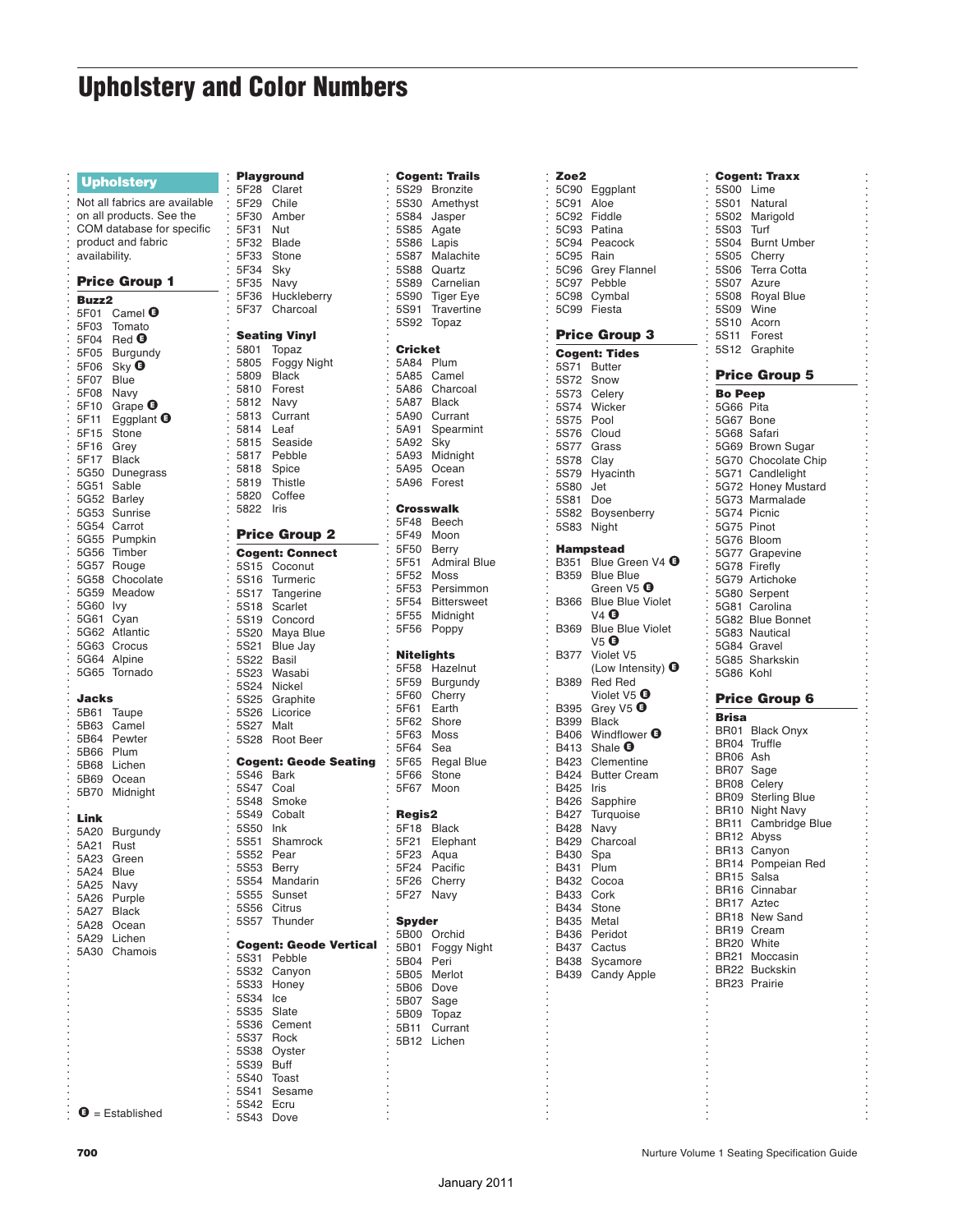# Upholstery and Color Numbers

## Upholstery

Not all fabrics are available on all products. See the COM database for specific product and fabric availability.

### Price Group 1

**Buzz2**
- 5F01 Camel Ⓔ
- 5F03 Tomato
- 5F04 Red Ⓔ
- 5F05 Burgundy
- 5F06 Sky Ⓔ
- 5F07 Blue
- 5F08 Navy
- 5F10 Grape Ⓔ
- 5F11 Eggplant Ⓔ
- 5F15 Stone
- 5F16 Grey
- 5F17 Black
- 5G50 Dunegrass
- 5G51 Sable
- 5G52 Barley
- 5G53 Sunrise
- 5G54 Carrot
- 5G55 Pumpkin
- 5G56 Timber
- 5G57 Rouge
- 5G58 Chocolate
- 5G59 Meadow
- 5G60 Ivy
- 5G61 Cyan
- 5G62 Atlantic
- 5G63 Crocus
- 5G64 Alpine
- 5G65 Tornado

**Jacks**
- 5B61 Taupe
- 5B63 Camel
- 5B64 Pewter
- 5B66 Plum
- 5B68 Lichen
- 5B69 Ocean
- 5B70 Midnight

**Link**
- 5A20 Burgundy
- 5A21 Rust
- 5A23 Green
- 5A24 Blue
- 5A25 Navy
- 5A26 Purple
- 5A27 Black
- 5A28 Ocean
- 5A29 Lichen
- 5A30 Chamois

Ⓔ = Established

**Playground**
- 5F28 Claret
- 5F29 Chile
- 5F30 Amber
- 5F31 Nut
- 5F32 Blade
- 5F33 Stone
- 5F34 Sky
- 5F35 Navy
- 5F36 Huckleberry
- 5F37 Charcoal

**Seating Vinyl**
- 5801 Topaz
- 5805 Foggy Night
- 5809 Black
- 5810 Forest
- 5812 Navy
- 5813 Currant
- 5814 Leaf
- 5815 Seaside
- 5817 Pebble
- 5818 Spice
- 5819 Thistle
- 5820 Coffee
- 5822 Iris

### Price Group 2

**Cogent: Connect**
- 5S15 Coconut
- 5S16 Turmeric
- 5S17 Tangerine
- 5S18 Scarlet
- 5S19 Concord
- 5S20 Maya Blue
- 5S21 Blue Jay
- 5S22 Basil
- 5S23 Wasabi
- 5S24 Nickel
- 5S25 Graphite
- 5S26 Licorice
- 5S27 Malt
- 5S28 Root Beer

**Cogent: Geode Seating**
- 5S46 Bark
- 5S47 Coal
- 5S48 Smoke
- 5S49 Cobalt
- 5S50 Ink
- 5S51 Shamrock
- 5S52 Pear
- 5S53 Berry
- 5S54 Mandarin
- 5S55 Sunset
- 5S56 Citrus
- 5S57 Thunder

**Cogent: Geode Vertical**
- 5S31 Pebble
- 5S32 Canyon
- 5S33 Honey
- 5S34 Ice
- 5S35 Slate
- 5S36 Cement
- 5S37 Rock
- 5S38 Oyster
- 5S39 Buff
- 5S40 Toast
- 5S41 Sesame
- 5S42 Ecru
- 5S43 Dove

**Cogent: Trails**
- 5S29 Bronzite
- 5S30 Amethyst
- 5S84 Jasper
- 5S85 Agate
- 5S86 Lapis
- 5S87 Malachite
- 5S88 Quartz
- 5S89 Carnelian
- 5S90 Tiger Eye
- 5S91 Travertine
- 5S92 Topaz

**Cricket**
- 5A84 Plum
- 5A85 Camel
- 5A86 Charcoal
- 5A87 Black
- 5A90 Currant
- 5A91 Spearmint
- 5A92 Sky
- 5A93 Midnight
- 5A95 Ocean
- 5A96 Forest

**Crosswalk**
- 5F48 Beech
- 5F49 Moon
- 5F50 Berry
- 5F51 Admiral Blue
- 5F52 Moss
- 5F53 Persimmon
- 5F54 Bittersweet
- 5F55 Midnight
- 5F56 Poppy

**Nitelights**
- 5F58 Hazelnut
- 5F59 Burgundy
- 5F60 Cherry
- 5F61 Earth
- 5F62 Shore
- 5F63 Moss
- 5F64 Sea
- 5F65 Regal Blue
- 5F66 Stone
- 5F67 Moon

**Regis2**
- 5F18 Black
- 5F21 Elephant
- 5F23 Aqua
- 5F24 Pacific
- 5F26 Cherry
- 5F27 Navy

**Spyder**
- 5B00 Orchid
- 5B01 Foggy Night
- 5B04 Peri
- 5B05 Merlot
- 5B06 Dove
- 5B07 Sage
- 5B09 Topaz
- 5B11 Currant
- 5B12 Lichen

**Zoe2**
- 5C90 Eggplant
- 5C91 Aloe
- 5C92 Fiddle
- 5C93 Patina
- 5C94 Peacock
- 5C95 Rain
- 5C96 Grey Flannel
- 5C97 Pebble
- 5C98 Cymbal
- 5C99 Fiesta

### Price Group 3

**Cogent: Tides**
- 5S71 Butter
- 5S72 Snow
- 5S73 Celery
- 5S74 Wicker
- 5S75 Pool
- 5S76 Cloud
- 5S77 Grass
- 5S78 Clay
- 5S79 Hyacinth
- 5S80 Jet
- 5S81 Doe
- 5S82 Boysenberry
- 5S83 Night

**Hampstead**
- B351 Blue Green V4 Ⓔ
- B359 Blue Blue Green V5 Ⓔ
- B366 Blue Blue Violet V4 Ⓔ
- B369 Blue Blue Violet V5 Ⓔ
- B377 Violet V5 (Low Intensity) Ⓔ
- B389 Red Red Violet V5 Ⓔ
- B395 Grey V5 Ⓔ
- B399 Black
- B406 Windflower Ⓔ
- B413 Shale Ⓔ
- B423 Clementine
- B424 Butter Cream
- B425 Iris
- B426 Sapphire
- B427 Turquoise
- B428 Navy
- B429 Charcoal
- B430 Spa
- B431 Plum
- B432 Cocoa
- B433 Cork
- B434 Stone
- B435 Metal
- B436 Peridot
- B437 Cactus
- B438 Sycamore
- B439 Candy Apple

**Cogent: Traxx**
- 5S00 Lime
- 5S01 Natural
- 5S02 Marigold
- 5S03 Turf
- 5S04 Burnt Umber
- 5S05 Cherry
- 5S06 Terra Cotta
- 5S07 Azure
- 5S08 Royal Blue
- 5S09 Wine
- 5S10 Acorn
- 5S11 Forest
- 5S12 Graphite

### Price Group 5

**Bo Peep**
- 5G66 Pita
- 5G67 Bone
- 5G68 Safari
- 5G69 Brown Sugar
- 5G70 Chocolate Chip
- 5G71 Candlelight
- 5G72 Honey Mustard
- 5G73 Marmalade
- 5G74 Picnic
- 5G75 Pinot
- 5G76 Bloom
- 5G77 Grapevine
- 5G78 Firefly
- 5G79 Artichoke
- 5G80 Serpent
- 5G81 Carolina
- 5G82 Blue Bonnet
- 5G83 Nautical
- 5G84 Gravel
- 5G85 Sharkskin
- 5G86 Kohl

### Price Group 6

**Brisa**
- BR01 Black Onyx
- BR04 Truffle
- BR06 Ash
- BR07 Sage
- BR08 Celery
- BR09 Sterling Blue
- BR10 Night Navy
- BR11 Cambridge Blue
- BR12 Abyss
- BR13 Canyon
- BR14 Pompeian Red
- BR15 Salsa
- BR16 Cinnabar
- BR17 Aztec
- BR18 New Sand
- BR19 Cream
- BR20 White
- BR21 Moccasin
- BR22 Buckskin
- BR23 Prairie

January 2011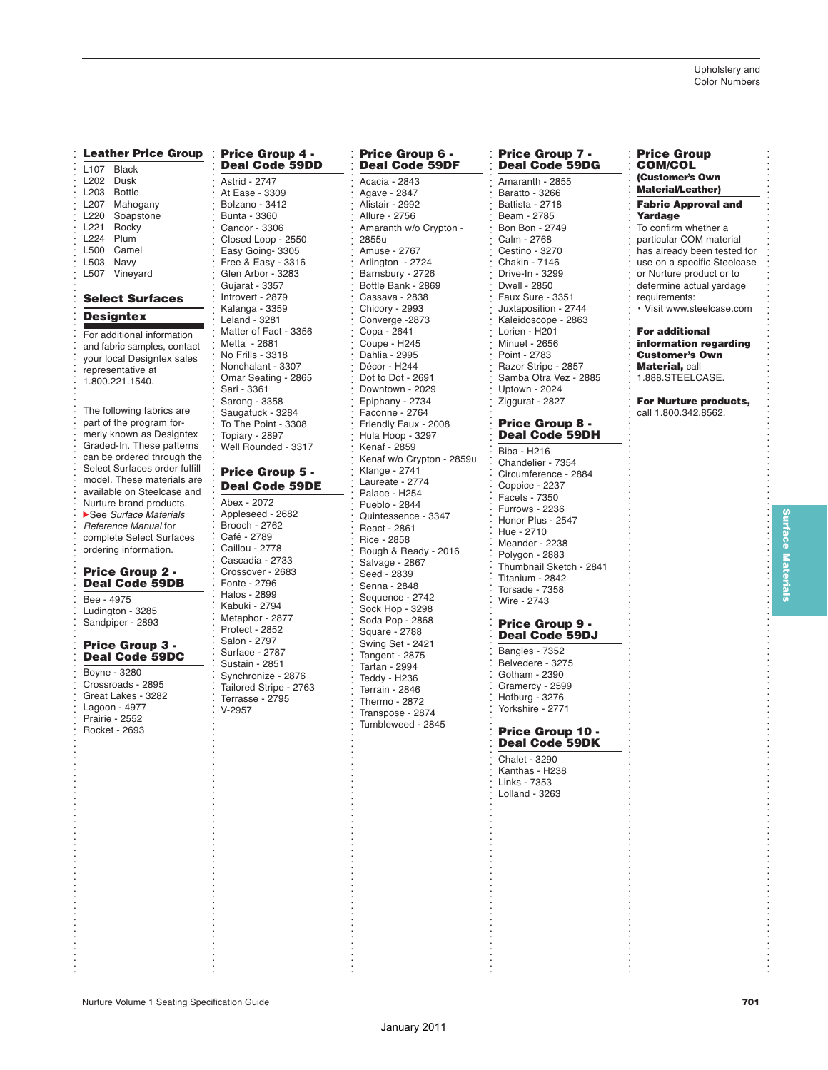## Leather Price Group

- L107 Black
- L202 Dusk
- L203 Bottle
- L207 Mahogany
- L220 Soapstone
- L221 Rocky
- L224 Plum
- L500 Camel
- L503 Navy
- L507 Vineyard

## Select Surfaces

### Designtex

For additional information and fabric samples, contact your local Designtex sales representative at 1.800.221.1540.

The following fabrics are part of the program formerly known as Designtex Graded-In. These patterns can be ordered through the Select Surfaces order fulfill model. These materials are available on Steelcase and Nurture brand products.

▶See *Surface Materials Reference Manual* for complete Select Surfaces ordering information.

### Price Group 2 - Deal Code 59DB

- Bee - 4975
- Ludington - 3285
- Sandpiper - 2893

### Price Group 3 - Deal Code 59DC

- Boyne - 3280
- Crossroads - 2895
- Great Lakes - 3282
- Lagoon - 4977
- Prairie - 2552
- Rocket - 2693

### Price Group 4 - Deal Code 59DD

- Astrid - 2747
- At Ease - 3309
- Bolzano - 3412
- Bunta - 3360
- Candor - 3306
- Closed Loop - 2550
- Easy Going- 3305
- Free & Easy - 3316
- Glen Arbor - 3283
- Gujarat - 3357
- Introvert - 2879
- Kalanga - 3359
- Leland - 3281
- Matter of Fact - 3356
- Metta - 2681
- No Frills - 3318
- Nonchalant - 3307
- Omar Seating - 2865
- Sari - 3361
- Sarong - 3358
- Saugatuck - 3284
- To The Point - 3308
- Topiary - 2897
- Well Rounded - 3317

### Price Group 5 - Deal Code 59DE

- Abex - 2072
- Appleseed - 2682
- Brooch - 2762
- Café - 2789
- Caillou - 2778
- Cascadia - 2733
- Crossover - 2683
- Fonte - 2796
- Halos - 2899
- Kabuki - 2794
- Metaphor - 2877
- Protect - 2852
- Salon - 2797
- Surface - 2787
- Sustain - 2851
- Synchronize - 2876
- Tailored Stripe - 2763
- Terrasse - 2795
- V-2957

### Price Group 6 - Deal Code 59DF

- Acacia - 2843
- Agave - 2847
- Alistair - 2992
- Allure - 2756
- Amaranth w/o Crypton - 2855u
- Amuse - 2767
- Arlington - 2724
- Barnsbury - 2726
- Bottle Bank - 2869
- Cassava - 2838
- Chicory - 2993
- Converge -2873
- Copa - 2641
- Coupe - H245
- Dahlia - 2995
- Décor - H244
- Dot to Dot - 2691
- Downtown - 2029
- Epiphany - 2734
- Faconne - 2764
- Friendly Faux - 2008
- Hula Hoop - 3297
- Kenaf - 2859
- Kenaf w/o Crypton - 2859u
- Klange - 2741
- Laureate - 2774
- Palace - H254
- Pueblo - 2844
- Quintessence - 3347
- React - 2861
- Rice - 2858
- Rough & Ready - 2016
- Salvage - 2867
- Seed - 2839
- Senna - 2848
- Sequence - 2742
- Sock Hop - 3298
- Soda Pop - 2868
- Square - 2788
- Swing Set - 2421
- Tangent - 2875
- Tartan - 2994
- Teddy - H236
- Terrain - 2846
- Thermo - 2872
- Transpose - 2874
- Tumbleweed - 2845

### Price Group 7 - Deal Code 59DG

- Amaranth - 2855
- Baratto - 3266
- Battista - 2718
- Beam - 2785
- Bon Bon - 2749
- Calm - 2768
- Cestino - 3270
- Chakin - 7146
- Drive-In - 3299
- Dwell - 2850
- Faux Sure - 3351
- Juxtaposition - 2744
- Kaleidoscope - 2863
- Lorien - H201
- Minuet - 2656
- Point - 2783
- Razor Stripe - 2857
- Samba Otra Vez - 2885
- Uptown - 2024
- Ziggurat - 2827

### Price Group 8 - Deal Code 59DH

- Biba - H216
- Chandelier - 7354
- Circumference - 2884
- Coppice - 2237
- Facets - 7350
- Furrows - 2236
- Honor Plus - 2547
- Hue - 2710
- Meander - 2238
- Polygon - 2883
- Thumbnail Sketch - 2841
- Titanium - 2842
- Torsade - 7358
- Wire - 2743

### Price Group 9 - Deal Code 59DJ

- Bangles - 7352
- Belvedere - 3275
- Gotham - 2390
- Gramercy - 2599
- Hofburg - 3276
- Yorkshire - 2771

### Price Group 10 - Deal Code 59DK

- Chalet - 3290
- Kanthas - H238
- Links - 7353
- Lolland - 3263

## Price Group COM/COL

**(Customer's Own Material/Leather)**

### Fabric Approval and Yardage

To confirm whether a particular COM material has already been tested for use on a specific Steelcase or Nurture product or to determine actual yardage requirements:

- Visit www.steelcase.com

**For additional information regarding Customer's Own Material,** call 1.888.STEELCASE.

**For Nurture products,** call 1.800.342.8562.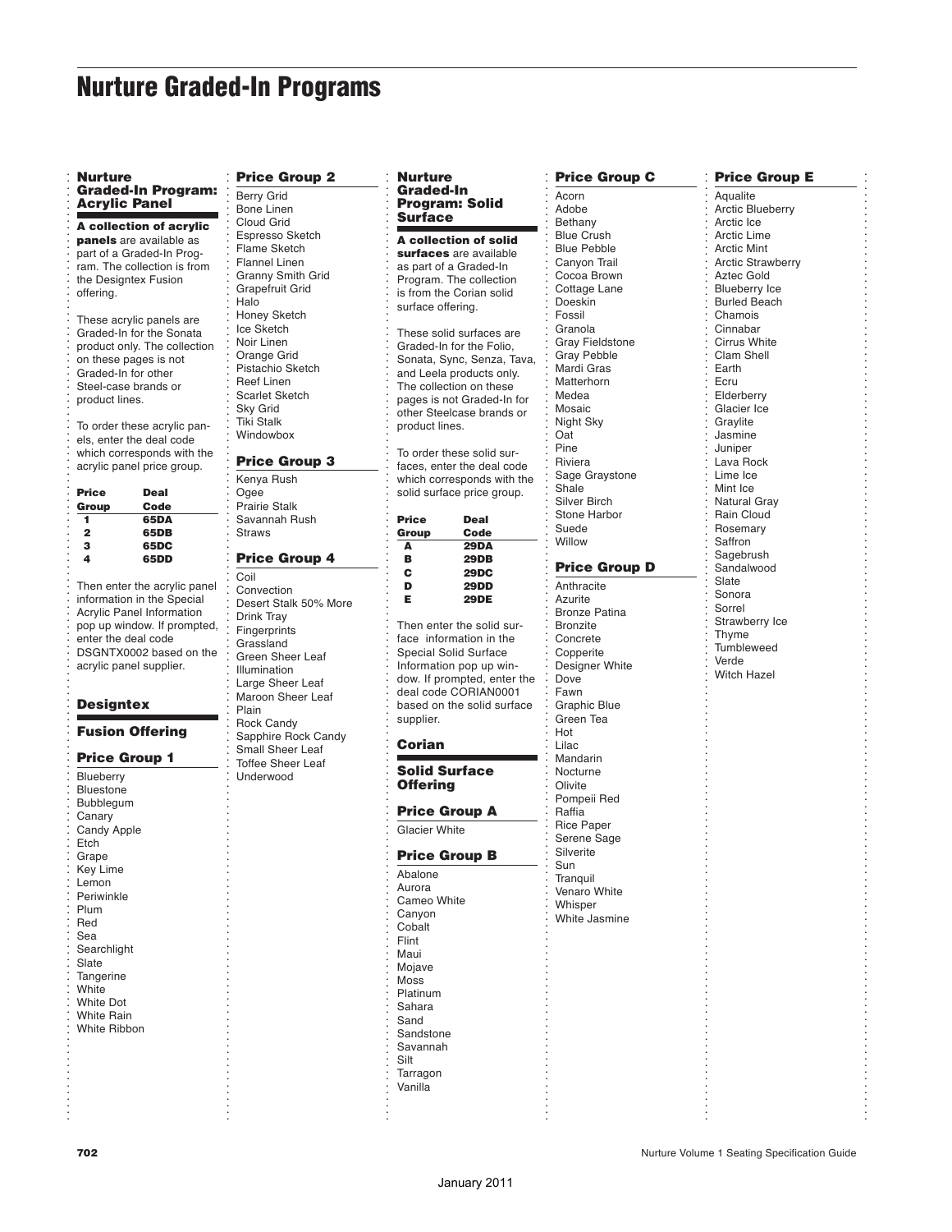# Nurture Graded-In Programs

## Nurture Graded-In Program: Acrylic Panel

**A collection of acrylic panels** are available as part of a Graded-In Program. The collection is from the Designtex Fusion offering.

These acrylic panels are Graded-In for the Sonata product only. The collection on these pages is not Graded-In for other Steel-case brands or product lines.

To order these acrylic panels, enter the deal code which corresponds with the acrylic panel price group.

| Price Group | Deal Code |
| --- | --- |
| 1 | 65DA |
| 2 | 65DB |
| 3 | 65DC |
| 4 | 65DD |

Then enter the acrylic panel information in the Special Acrylic Panel Information pop up window. If prompted, enter the deal code DSGNTX0002 based on the acrylic panel supplier.

### Designtex

### Fusion Offering

### Price Group 1

Blueberry
Bluestone
Bubblegum
Canary
Candy Apple
Etch
Grape
Key Lime
Lemon
Periwinkle
Plum
Red
Sea
Searchlight
Slate
Tangerine
White
White Dot
White Rain
White Ribbon

### Price Group 2

Berry Grid
Bone Linen
Cloud Grid
Espresso Sketch
Flame Sketch
Flannel Linen
Granny Smith Grid
Grapefruit Grid
Halo
Honey Sketch
Ice Sketch
Noir Linen
Orange Grid
Pistachio Sketch
Reef Linen
Scarlet Sketch
Sky Grid
Tiki Stalk
Windowbox

### Price Group 3

Kenya Rush
Ogee
Prairie Stalk
Savannah Rush
Straws

### Price Group 4

Coil
Convection
Desert Stalk 50% More
Drink Tray
Fingerprints
Grassland
Green Sheer Leaf
Illumination
Large Sheer Leaf
Maroon Sheer Leaf
Plain
Rock Candy
Sapphire Rock Candy
Small Sheer Leaf
Toffee Sheer Leaf
Underwood

## Nurture Graded-In Program: Solid Surface

**A collection of solid surfaces** are available as part of a Graded-In Program. The collection is from the Corian solid surface offering.

These solid surfaces are Graded-In for the Folio, Sonata, Sync, Senza, Tava, and Leela products only. The collection on these pages is not Graded-In for other Steelcase brands or product lines.

To order these solid surfaces, enter the deal code which corresponds with the solid surface price group.

| Price Group | Deal Code |
| --- | --- |
| A | 29DA |
| B | 29DB |
| C | 29DC |
| D | 29DD |
| E | 29DE |

Then enter the solid surface information in the Special Solid Surface Information pop up window. If prompted, enter the deal code CORIAN0001 based on the solid surface supplier.

### Corian

### Solid Surface Offering

### Price Group A

Glacier White

### Price Group B

Abalone
Aurora
Cameo White
Canyon
Cobalt
Flint
Maui
Mojave
Moss
Platinum
Sahara
Sand
Sandstone
Savannah
Silt
Tarragon
Vanilla

### Price Group C

Acorn
Adobe
Bethany
Blue Crush
Blue Pebble
Canyon Trail
Cocoa Brown
Cottage Lane
Doeskin
Fossil
Granola
Gray Fieldstone
Gray Pebble
Mardi Gras
Matterhorn
Medea
Mosaic
Night Sky
Oat
Pine
Riviera
Sage Graystone
Shale
Silver Birch
Stone Harbor
Suede
Willow

### Price Group D

Anthracite
Azurite
Bronze Patina
Bronzite
Concrete
Copperite
Designer White
Dove
Fawn
Graphic Blue
Green Tea
Hot
Lilac
Mandarin
Nocturne
Olivite
Pompeii Red
Raffia
Rice Paper
Serene Sage
Silverite
Sun
Tranquil
Venaro White
Whisper
White Jasmine

### Price Group E

Aqualite
Arctic Blueberry
Arctic Ice
Arctic Lime
Arctic Mint
Arctic Strawberry
Aztec Gold
Blueberry Ice
Burled Beach
Chamois
Cinnabar
Cirrus White
Clam Shell
Earth
Ecru
Elderberry
Glacier Ice
Graylite
Jasmine
Juniper
Lava Rock
Lime Ice
Mint Ice
Natural Gray
Rain Cloud
Rosemary
Saffron
Sagebrush
Sandalwood
Slate
Sonora
Sorrel
Strawberry Ice
Thyme
Tumbleweed
Verde
Witch Hazel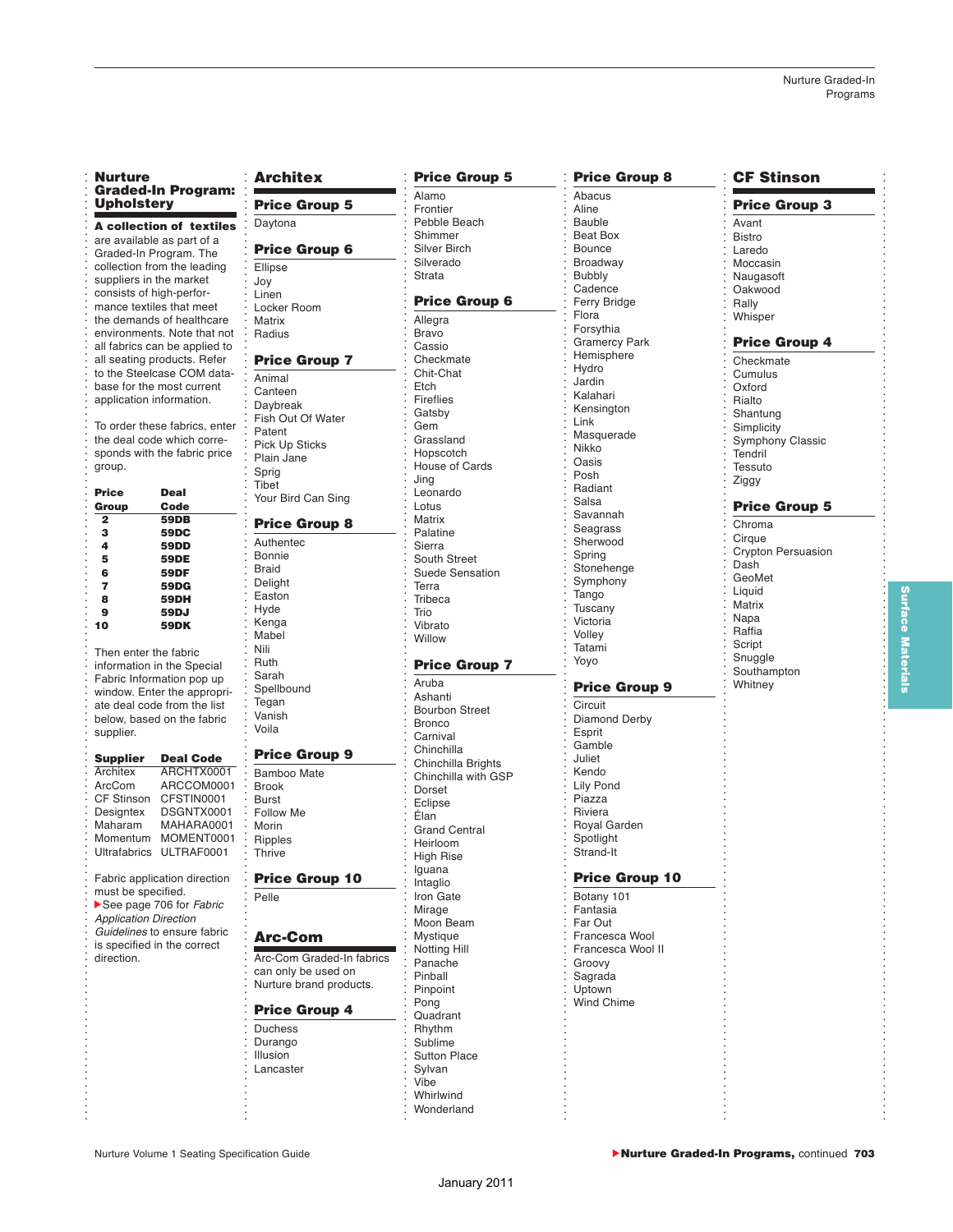## Nurture Graded-In Program: Upholstery

**A collection of textiles** are available as part of a Graded-In Program. The collection from the leading suppliers in the market consists of high-performance textiles that meet the demands of healthcare environments. Note that not all fabrics can be applied to all seating products. Refer to the Steelcase COM database for the most current application information.

To order these fabrics, enter the deal code which corresponds with the fabric price group.

| Price Group | Deal Code |
|---|---|
| 2 | 59DB |
| 3 | 59DC |
| 4 | 59DD |
| 5 | 59DE |
| 6 | 59DF |
| 7 | 59DG |
| 8 | 59DH |
| 9 | 59DJ |
| 10 | 59DK |

Then enter the fabric information in the Special Fabric Information pop up window. Enter the appropriate deal code from the list below, based on the fabric supplier.

| Supplier | Deal Code |
|---|---|
| Architex | ARCHTX0001 |
| ArcCom | ARCCOM0001 |
| CF Stinson | CFSTIN0001 |
| Designtex | DSGNTX0001 |
| Maharam | MAHARA0001 |
| Momentum | MOMENT0001 |
| Ultrafabrics | ULTRAF0001 |

Fabric application direction must be specified.

▶See page 706 for *Fabric Application Direction Guidelines* to ensure fabric is specified in the correct direction.

## Architex

### Price Group 5
Daytona

### Price Group 6
Ellipse
Joy
Linen
Locker Room
Matrix
Radius

### Price Group 7
Animal
Canteen
Daybreak
Fish Out Of Water
Patent
Pick Up Sticks
Plain Jane
Sprig
Tibet
Your Bird Can Sing

### Price Group 8
Authentec
Bonnie
Braid
Delight
Easton
Hyde
Kenga
Mabel
Nili
Ruth
Sarah
Spellbound
Tegan
Vanish
Voila

### Price Group 9
Bamboo Mate
Brook
Burst
Follow Me
Morin
Ripples
Thrive

### Price Group 10
Pelle

## Arc-Com

Arc-Com Graded-In fabrics can only be used on Nurture brand products.

### Price Group 4
Duchess
Durango
Illusion
Lancaster

### Price Group 5
Alamo
Frontier
Pebble Beach
Shimmer
Silver Birch
Silverado
Strata

### Price Group 6
Allegra
Bravo
Cassio
Checkmate
Chit-Chat
Etch
Fireflies
Gatsby
Gem
Grassland
Hopscotch
House of Cards
Jing
Leonardo
Lotus
Matrix
Palatine
Sierra
South Street
Suede Sensation
Terra
Tribeca
Trio
Vibrato
Willow

### Price Group 7
Aruba
Ashanti
Bourbon Street
Bronco
Carnival
Chinchilla
Chinchilla Brights
Chinchilla with GSP
Dorset
Eclipse
Élan
Grand Central
Heirloom
High Rise
Iguana
Intaglio
Iron Gate
Mirage
Moon Beam
Mystique
Notting Hill
Panache
Pinball
Pinpoint
Pong
Quadrant
Rhythm
Sublime
Sutton Place
Sylvan
Vibe
Whirlwind
Wonderland

### Price Group 8
Abacus
Aline
Bauble
Beat Box
Bounce
Broadway
Bubbly
Cadence
Ferry Bridge
Flora
Forsythia
Gramercy Park
Hemisphere
Hydro
Jardin
Kalahari
Kensington
Link
Masquerade
Nikko
Oasis
Posh
Radiant
Salsa
Savannah
Seagrass
Sherwood
Spring
Stonehenge
Symphony
Tango
Tuscany
Victoria
Volley
Tatami
Yoyo

### Price Group 9
Circuit
Diamond Derby
Esprit
Gamble
Juliet
Kendo
Lily Pond
Piazza
Riviera
Royal Garden
Spotlight
Strand-It

### Price Group 10
Botany 101
Fantasia
Far Out
Francesca Wool
Francesca Wool II
Groovy
Sagrada
Uptown
Wind Chime

## CF Stinson

### Price Group 3
Avant
Bistro
Laredo
Moccasin
Naugasoft
Oakwood
Rally
Whisper

### Price Group 4
Checkmate
Cumulus
Oxford
Rialto
Shantung
Simplicity
Symphony Classic
Tendril
Tessuto
Ziggy

### Price Group 5
Chroma
Cirque
Crypton Persuasion
Dash
GeoMet
Liquid
Matrix
Napa
Raffia
Script
Snuggle
Southampton
Whitney

▶**Nurture Graded-In Programs,** continued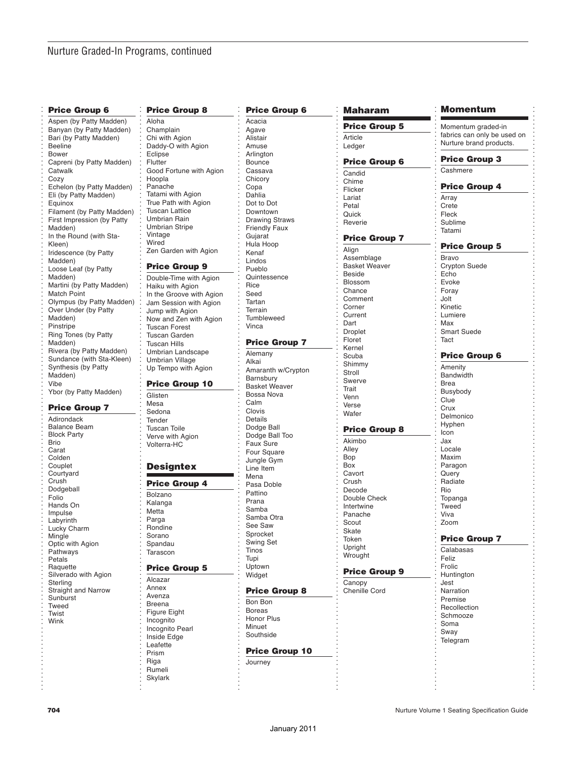# Nurture Graded-In Programs, continued

### Price Group 6

- Aspen (by Patty Madden)
- Banyan (by Patty Madden)
- Bari (by Patty Madden)
- Beeline
- Bower
- Capreni (by Patty Madden)
- Catwalk
- Cozy
- Echelon (by Patty Madden)
- Eli (by Patty Madden)
- Equinox
- Filament (by Patty Madden)
- First Impression (by Patty Madden)
- In the Round (with Sta-Kleen)
- Iridescence (by Patty Madden)
- Loose Leaf (by Patty Madden)
- Martini (by Patty Madden)
- Match Point
- Olympus (by Patty Madden)
- Over Under (by Patty Madden)
- Pinstripe
- Ring Tones (by Patty Madden)
- Rivera (by Patty Madden)
- Sundance (with Sta-Kleen)
- Synthesis (by Patty Madden)
- Vibe
- Ybor (by Patty Madden)

### Price Group 7

- Adirondack
- Balance Beam
- Block Party
- Brio
- Carat
- Colden
- Couplet
- Courtyard
- Crush
- Dodgeball
- Folio
- Hands On
- Impulse
- Labyrinth
- Lucky Charm
- Mingle
- Optic with Agion
- Pathways
- Petals
- Raquette
- Silverado with Agion
- Sterling
- Straight and Narrow
- Sunburst
- Tweed
- Twist
- Wink

### Price Group 8

- Aloha
- Champlain
- Chi with Agion
- Daddy-O with Agion
- Eclipse
- Flutter
- Good Fortune with Agion
- Hoopla
- Panache
- Tatami with Agion
- True Path with Agion
- Tuscan Lattice
- Umbrian Rain
- Umbrian Stripe
- Vintage
- Wired
- Zen Garden with Agion

### Price Group 9

- Double-Time with Agion
- Haiku with Agion
- In the Groove with Agion
- Jam Session with Agion
- Jump with Agion
- Now and Zen with Agion
- Tuscan Forest
- Tuscan Garden
- Tuscan Hills
- Umbrian Landscape
- Umbrian Village
- Up Tempo with Agion

### Price Group 10

- Glisten
- Mesa
- Sedona
- Tender
- Tuscan Toile
- Verve with Agion
- Volterra-HC

## Designtex

### Price Group 4

- Bolzano
- Kalanga
- Metta
- Parga
- Rondine
- Sorano
- Spandau
- Tarascon

### Price Group 5

- Alcazar
- Annex
- Avenza
- Breena
- Figure Eight
- Incognito
- Incognito Pearl
- Inside Edge
- Leafette
- Prism
- Riga
- Rumeli
- Skylark

### Price Group 6

- Acacia
- Agave
- Alistair
- Amuse
- Arlington
- Bounce
- Cassava
- Chicory
- Copa
- Dahlia
- Dot to Dot
- Downtown
- Drawing Straws
- Friendly Faux
- Gujarat
- Hula Hoop
- Kenaf
- Lindos
- Pueblo
- Quintessence
- Rice
- Seed
- Tartan
- Terrain
- Tumbleweed
- Vinca

### Price Group 7

- Alemany
- Alkai
- Amaranth w/Crypton
- Barnsbury
- Basket Weaver
- Bossa Nova
- Calm
- Clovis
- Details
- Dodge Ball
- Dodge Ball Too
- Faux Sure
- Four Square
- Jungle Gym
- Line Item
- Mena
- Pasa Doble
- Pattino
- Prana
- Samba
- Samba Otra
- See Saw
- Sprocket
- Swing Set
- Tinos
- Tupi
- Uptown
- Widget

### Price Group 8

- Bon Bon
- Boreas
- Honor Plus
- Minuet
- Southside

### Price Group 10

- Journey

## Maharam

### Price Group 5

- Article
- Ledger

### Price Group 6

- Candid
- Chime
- Flicker
- Lariat
- Petal
- Quick
- Reverie

### Price Group 7

- Align
- Assemblage
- Basket Weaver
- Beside
- Blossom
- Chance
- Comment
- Corner
- Current
- Dart
- Droplet
- Floret
- Kernel
- Scuba
- Shimmy
- Stroll
- Swerve
- Trait
- Venn
- Verse
- Wafer

### Price Group 8

- Akimbo
- Alley
- Bop
- Box
- Cavort
- Crush
- Decode
- Double Check
- Intertwine
- Panache
- Scout
- Skate
- Token
- Upright
- Wrought

### Price Group 9

- Canopy
- Chenille Cord

## Momentum

Momentum graded-in fabrics can only be used on Nurture brand products.

### Price Group 3

- Cashmere

### Price Group 4

- Array
- Crete
- Fleck
- Sublime
- Tatami

### Price Group 5

- Bravo
- Crypton Suede
- Echo
- Evoke
- Foray
- Jolt
- Kinetic
- Lumiere
- Max
- Smart Suede
- Tact

### Price Group 6

- Amenity
- Bandwidth
- Brea
- Busybody
- Clue
- Crux
- Delmonico
- Hyphen
- Icon
- Jax
- Locale
- Maxim
- Paragon
- Query
- Radiate
- Rio
- Topanga
- Tweed
- Viva
- Zoom

### Price Group 7

- Calabasas
- Feliz
- Frolic
- Huntington
- Jest
- Narration
- Premise
- Recollection
- Schmooze
- Soma
- Sway
- Telegram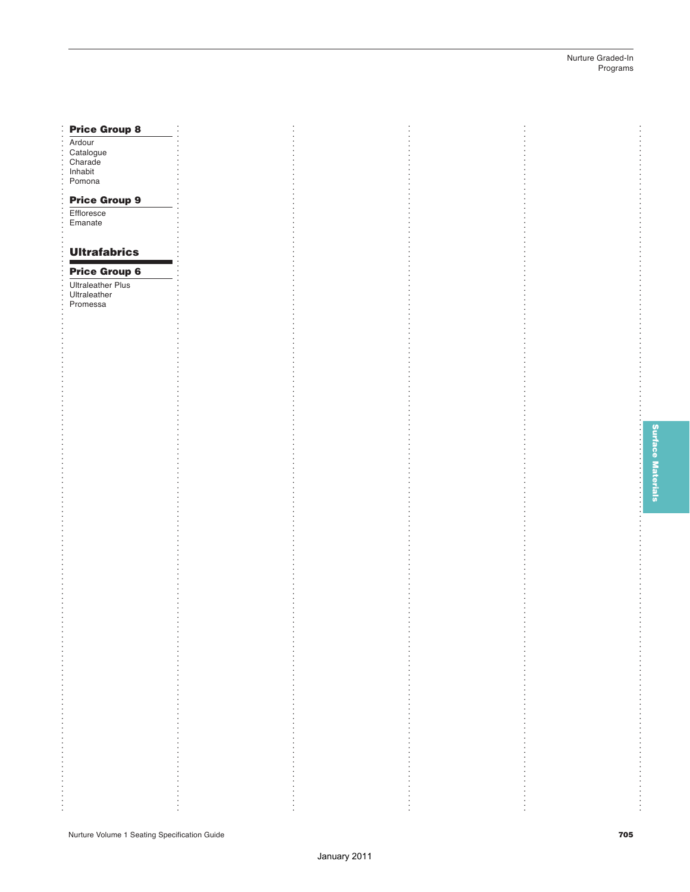### Price Group 8

Ardour
Catalogue
Charade
Inhabit
Pomona

### Price Group 9

Effloresce
Emanate

## Ultrafabrics

### Price Group 6

Ultraleather Plus
Ultraleather
Promessa

January 2011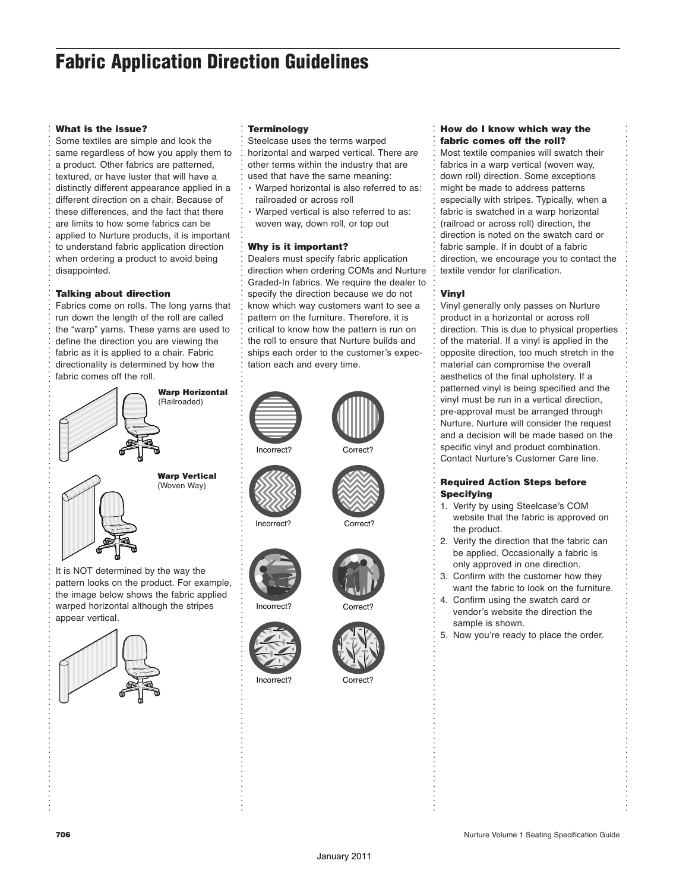# Fabric Application Direction Guidelines

### What is the issue?

Some textiles are simple and look the same regardless of how you apply them to a product. Other fabrics are patterned, textured, or have luster that will have a distinctly different appearance applied in a different direction on a chair. Because of these differences, and the fact that there are limits to how some fabrics can be applied to Nurture products, it is important to understand fabric application direction when ordering a product to avoid being disappointed.

### Talking about direction

Fabrics come on rolls. The long yarns that run down the length of the roll are called the "warp" yarns. These yarns are used to define the direction you are viewing the fabric as it is applied to a chair. Fabric directionality is determined by how the fabric comes off the roll.

**Warp Horizontal**
(Railroaded)

**Warp Vertical**
(Woven Way)

It is NOT determined by the way the pattern looks on the product. For example, the image below shows the fabric applied warped horizontal although the stripes appear vertical.

### Terminology

Steelcase uses the terms warped horizontal and warped vertical. There are other terms within the industry that are used that have the same meaning:

- Warped horizontal is also referred to as: railroaded or across roll
- Warped vertical is also referred to as: woven way, down roll, or top out

### Why is it important?

Dealers must specify fabric application direction when ordering COMs and Nurture Graded-In fabrics. We require the dealer to specify the direction because we do not know which way customers want to see a pattern on the furniture. Therefore, it is critical to know how the pattern is run on the roll to ensure that Nurture builds and ships each order to the customer's expectation each and every time.

Incorrect? Correct?

Incorrect? Correct?

Incorrect? Correct?

Incorrect? Correct?

### How do I know which way the fabric comes off the roll?

Most textile companies will swatch their fabrics in a warp vertical (woven way, down roll) direction. Some exceptions might be made to address patterns especially with stripes. Typically, when a fabric is swatched in a warp horizontal (railroad or across roll) direction, the direction is noted on the swatch card or fabric sample. If in doubt of a fabric direction, we encourage you to contact the textile vendor for clarification.

### Vinyl

Vinyl generally only passes on Nurture product in a horizontal or across roll direction. This is due to physical properties of the material. If a vinyl is applied in the opposite direction, too much stretch in the material can compromise the overall aesthetics of the final upholstery. If a patterned vinyl is being specified and the vinyl must be run in a vertical direction, pre-approval must be arranged through Nurture. Nurture will consider the request and a decision will be made based on the specific vinyl and product combination. Contact Nurture's Customer Care line.

### Required Action Steps before Specifying

1. Verify by using Steelcase's COM website that the fabric is approved on the product.
2. Verify the direction that the fabric can be applied. Occasionally a fabric is only approved in one direction.
3. Confirm with the customer how they want the fabric to look on the furniture.
4. Confirm using the swatch card or vendor's website the direction the sample is shown.
5. Now you're ready to place the order.

January 2011